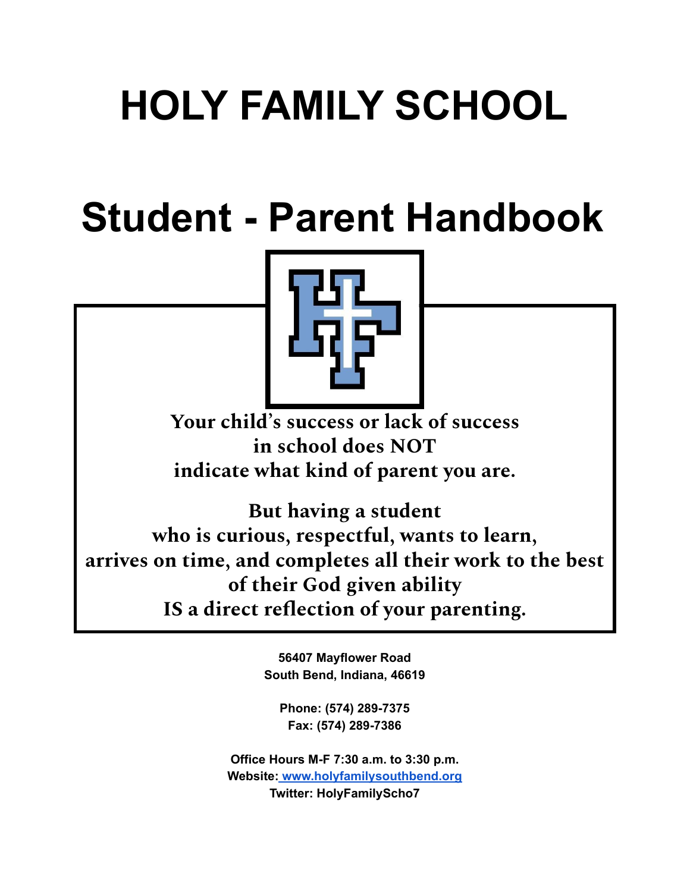# HOLY FAMILY SCHOOL

# Student - Parent Handbook

**Your child's success or lack of success in school does NOT indicate what kind of parent you are.**

**But having a student who is curious, respectful, wants to learn, arrives on time, and completes all their work to the best of their God given ability IS a direct reflection of your parenting.**

**56407 Mayflower Road**
**South Bend, Indiana, 46619**

**Phone: (574) 289-7375**
**Fax: (574) 289-7386**

**Office Hours M-F 7:30 a.m. to 3:30 p.m.**
**Website: [www.holyfamilysouthbend.org](http://www.holyfamilysouthbend.org)**
**Twitter: HolyFamilyScho7**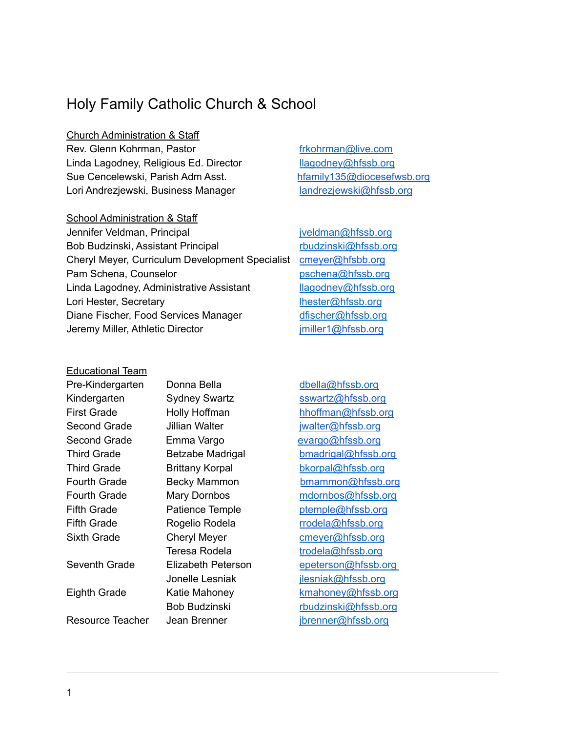# Holy Family Catholic Church & School

## Church Administration & Staff

| | |
|---|---|
| Rev. Glenn Kohrman, Pastor | frkohrman@live.com |
| Linda Lagodney, Religious Ed. Director | llagodney@hfssb.org |
| Sue Cencelewski, Parish Adm Asst. | hfamily135@diocesefwsb.org |
| Lori Andrezjewski, Business Manager | landrezjewski@hfssb.org |

## School Administration & Staff

| | |
|---|---|
| Jennifer Veldman, Principal | jveldman@hfssb.org |
| Bob Budzinski, Assistant Principal | rbudzinski@hfssb.org |
| Cheryl Meyer, Curriculum Development Specialist | cmeyer@hfsbb.org |
| Pam Schena, Counselor | pschena@hfssb.org |
| Linda Lagodney, Administrative Assistant | llagodney@hfssb.org |
| Lori Hester, Secretary | lhester@hfssb.org |
| Diane Fischer, Food Services Manager | dfischer@hfssb.org |
| Jeremy Miller, Athletic Director | jmiller1@hfssb.org |

## Educational Team

| | | |
|---|---|---|
| Pre-Kindergarten | Donna Bella | dbella@hfssb.org |
| Kindergarten | Sydney Swartz | sswartz@hfssb.org |
| First Grade | Holly Hoffman | hhoffman@hfssb.org |
| Second Grade | Jillian Walter | jwalter@hfssb.org |
| Second Grade | Emma Vargo | evargo@hfssb.org |
| Third Grade | Betzabe Madrigal | bmadrigal@hfssb.org |
| Third Grade | Brittany Korpal | bkorpal@hfssb.org |
| Fourth Grade | Becky Mammon | bmammon@hfssb.org |
| Fourth Grade | Mary Dornbos | mdornbos@hfssb.org |
| Fifth Grade | Patience Temple | ptemple@hfssb.org |
| Fifth Grade | Rogelio Rodela | rrodela@hfssb.org |
| Sixth Grade | Cheryl Meyer | cmeyer@hfssb.org |
| | Teresa Rodela | trodela@hfssb.org |
| Seventh Grade | Elizabeth Peterson | epeterson@hfssb.org |
| | Jonelle Lesniak | jlesniak@hfssb.org |
| Eighth Grade | Katie Mahoney | kmahoney@hfssb.org |
| | Bob Budzinski | rbudzinski@hfssb.org |
| Resource Teacher | Jean Brenner | jbrenner@hfssb.org |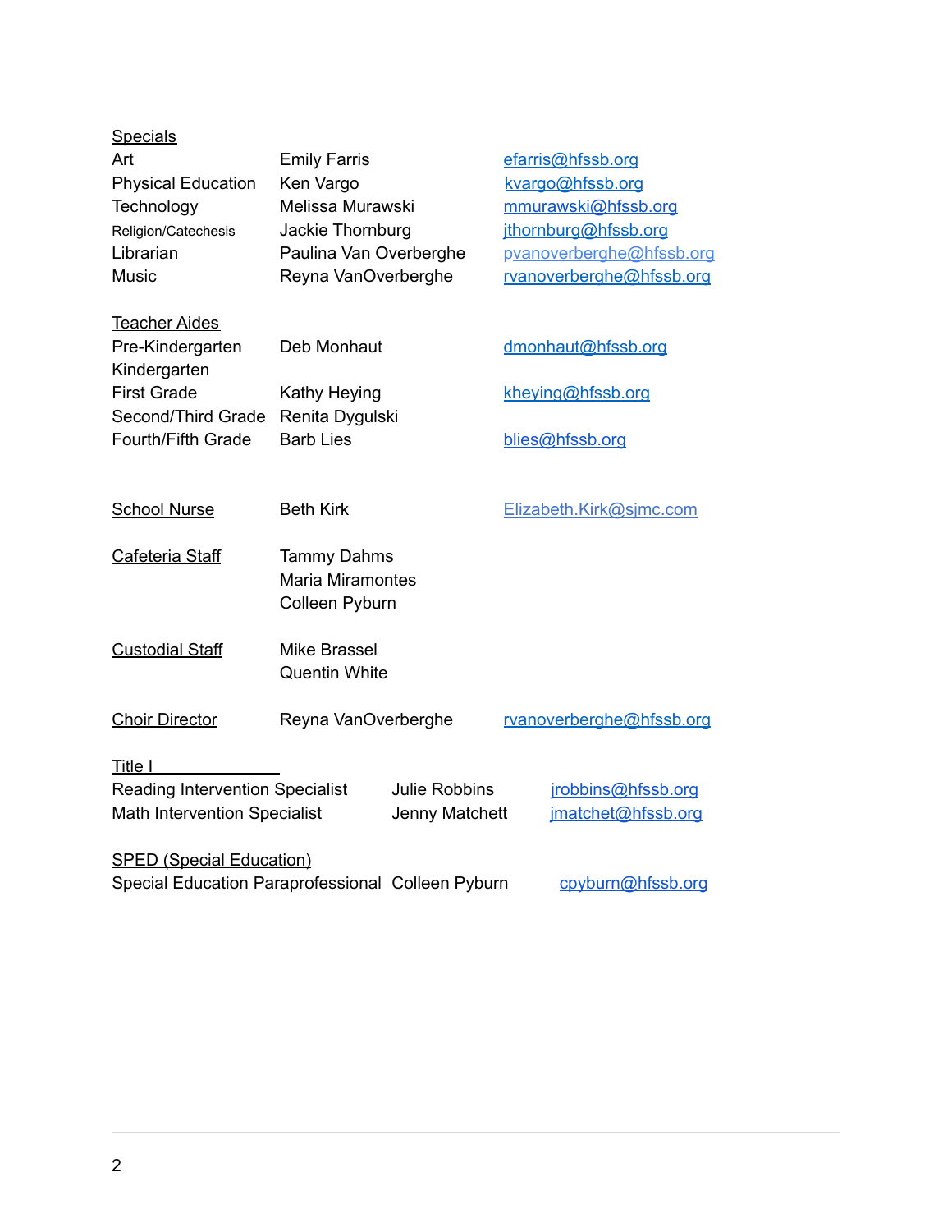## Specials

| | | |
|---|---|---|
| Art | Emily Farris | efarris@hfssb.org |
| Physical Education | Ken Vargo | kvargo@hfssb.org |
| Technology | Melissa Murawski | mmurawski@hfssb.org |
| Religion/Catechesis | Jackie Thornburg | jthornburg@hfssb.org |
| Librarian | Paulina Van Overberghe | pvanoverberghe@hfssb.org |
| Music | Reyna VanOverberghe | rvanoverberghe@hfssb.org |

## Teacher Aides

| | | |
|---|---|---|
| Pre-Kindergarten | Deb Monhaut | dmonhaut@hfssb.org |
| Kindergarten | | |
| First Grade | Kathy Heying | kheying@hfssb.org |
| Second/Third Grade | Renita Dygulski | |
| Fourth/Fifth Grade | Barb Lies | blies@hfssb.org |

| | | |
|---|---|---|
| School Nurse | Beth Kirk | Elizabeth.Kirk@sjmc.com |
| Cafeteria Staff | Tammy Dahms | |
| | Maria Miramontes | |
| | Colleen Pyburn | |
| Custodial Staff | Mike Brassel | |
| | Quentin White | |
| Choir Director | Reyna VanOverberghe | rvanoverberghe@hfssb.org |

## Title I

| | | |
|---|---|---|
| Reading Intervention Specialist | Julie Robbins | jrobbins@hfssb.org |
| Math Intervention Specialist | Jenny Matchett | jmatchet@hfssb.org |

## SPED (Special Education)

| | | |
|---|---|---|
| Special Education Paraprofessional | Colleen Pyburn | cpyburn@hfssb.org |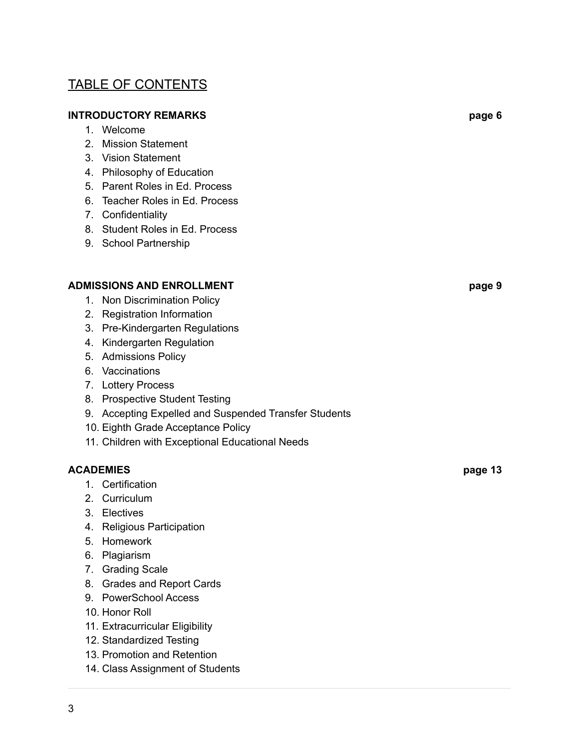## TABLE OF CONTENTS

**INTRODUCTORY REMARKS** **page 6**

1. Welcome
2. Mission Statement
3. Vision Statement
4. Philosophy of Education
5. Parent Roles in Ed. Process
6. Teacher Roles in Ed. Process
7. Confidentiality
8. Student Roles in Ed. Process
9. School Partnership

**ADMISSIONS AND ENROLLMENT** **page 9**

1. Non Discrimination Policy
2. Registration Information
3. Pre-Kindergarten Regulations
4. Kindergarten Regulation
5. Admissions Policy
6. Vaccinations
7. Lottery Process
8. Prospective Student Testing
9. Accepting Expelled and Suspended Transfer Students
10. Eighth Grade Acceptance Policy
11. Children with Exceptional Educational Needs

**ACADEMIES** **page 13**

1. Certification
2. Curriculum
3. Electives
4. Religious Participation
5. Homework
6. Plagiarism
7. Grading Scale
8. Grades and Report Cards
9. PowerSchool Access
10. Honor Roll
11. Extracurricular Eligibility
12. Standardized Testing
13. Promotion and Retention
14. Class Assignment of Students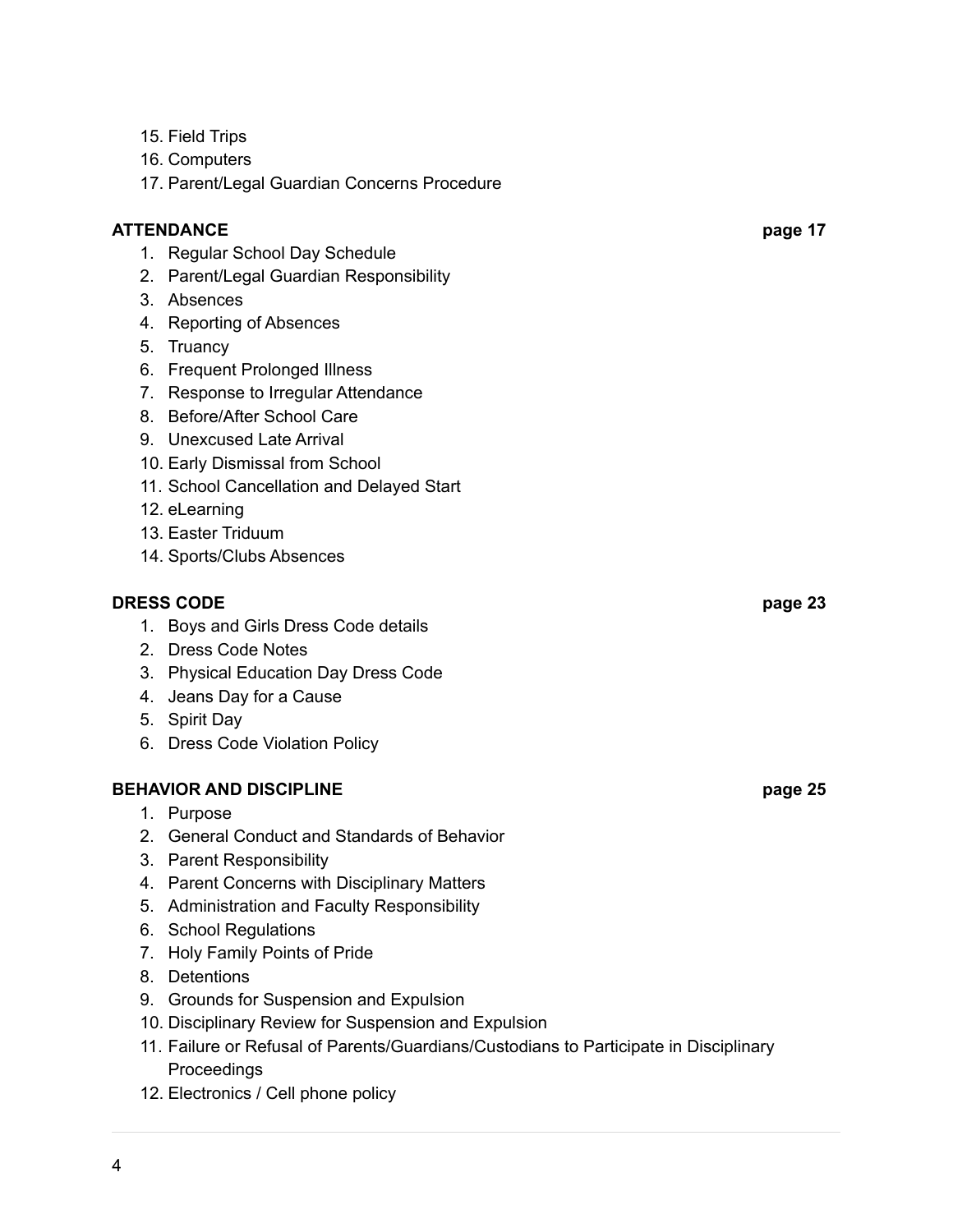15. Field Trips
16. Computers
17. Parent/Legal Guardian Concerns Procedure

**ATTENDANCE** **page 17**

1. Regular School Day Schedule
2. Parent/Legal Guardian Responsibility
3. Absences
4. Reporting of Absences
5. Truancy
6. Frequent Prolonged Illness
7. Response to Irregular Attendance
8. Before/After School Care
9. Unexcused Late Arrival
10. Early Dismissal from School
11. School Cancellation and Delayed Start
12. eLearning
13. Easter Triduum
14. Sports/Clubs Absences

**DRESS CODE** **page 23**

1. Boys and Girls Dress Code details
2. Dress Code Notes
3. Physical Education Day Dress Code
4. Jeans Day for a Cause
5. Spirit Day
6. Dress Code Violation Policy

**BEHAVIOR AND DISCIPLINE** **page 25**

1. Purpose
2. General Conduct and Standards of Behavior
3. Parent Responsibility
4. Parent Concerns with Disciplinary Matters
5. Administration and Faculty Responsibility
6. School Regulations
7. Holy Family Points of Pride
8. Detentions
9. Grounds for Suspension and Expulsion
10. Disciplinary Review for Suspension and Expulsion
11. Failure or Refusal of Parents/Guardians/Custodians to Participate in Disciplinary Proceedings
12. Electronics / Cell phone policy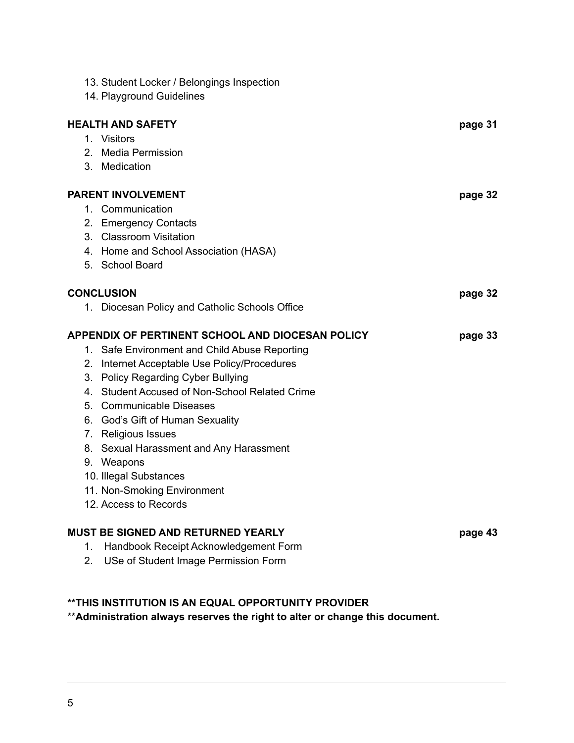13. Student Locker / Belongings Inspection
14. Playground Guidelines

**HEALTH AND SAFETY** **page 31**

1. Visitors
2. Media Permission
3. Medication

**PARENT INVOLVEMENT** **page 32**

1. Communication
2. Emergency Contacts
3. Classroom Visitation
4. Home and School Association (HASA)
5. School Board

**CONCLUSION** **page 32**

1. Diocesan Policy and Catholic Schools Office

**APPENDIX OF PERTINENT SCHOOL AND DIOCESAN POLICY** **page 33**

1. Safe Environment and Child Abuse Reporting
2. Internet Acceptable Use Policy/Procedures
3. Policy Regarding Cyber Bullying
4. Student Accused of Non-School Related Crime
5. Communicable Diseases
6. God's Gift of Human Sexuality
7. Religious Issues
8. Sexual Harassment and Any Harassment
9. Weapons
10. Illegal Substances
11. Non-Smoking Environment
12. Access to Records

**MUST BE SIGNED AND RETURNED YEARLY** **page 43**

1. Handbook Receipt Acknowledgement Form
2. USe of Student Image Permission Form

**\*\*THIS INSTITUTION IS AN EQUAL OPPORTUNITY PROVIDER**

\*\***Administration always reserves the right to alter or change this document.**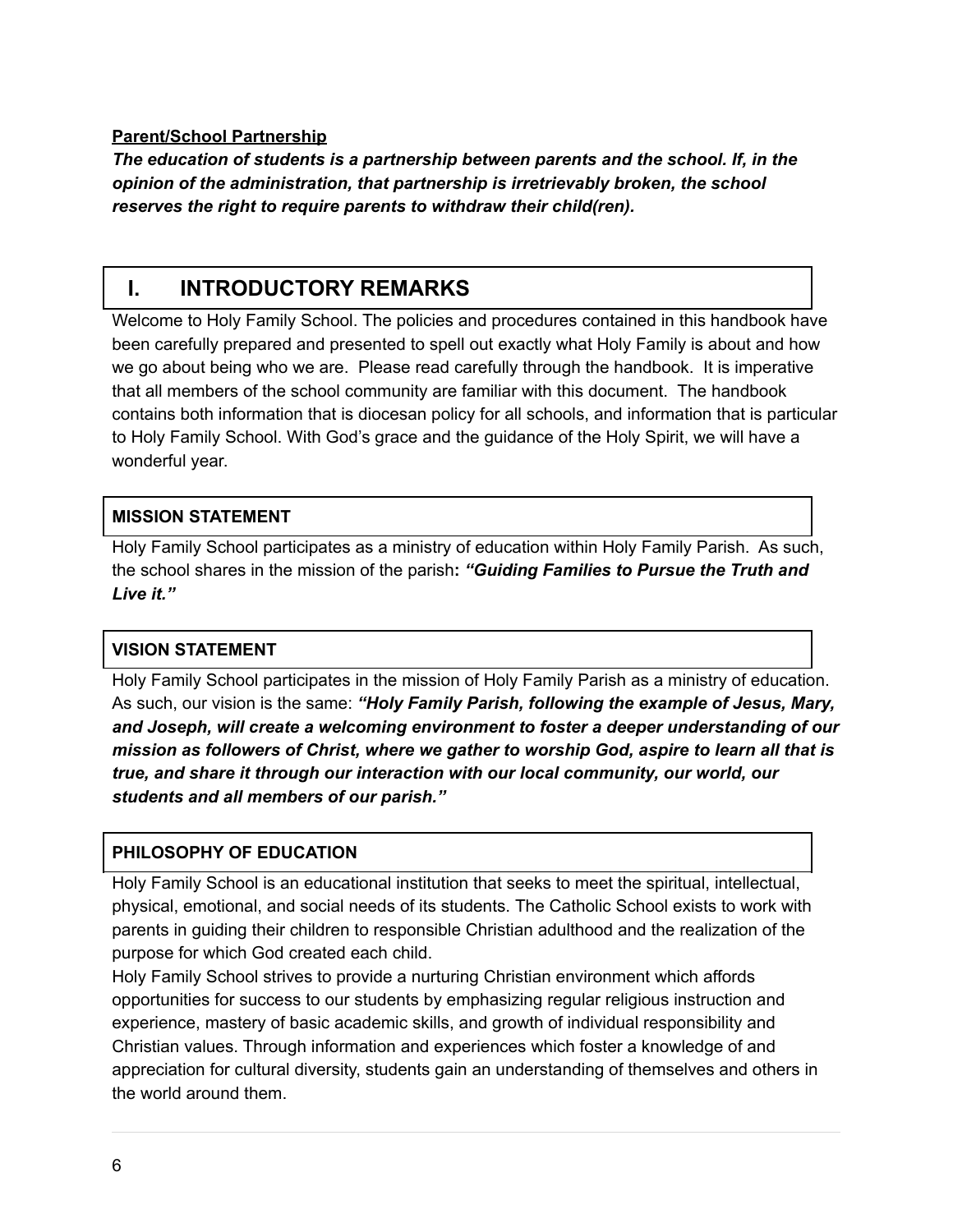**Parent/School Partnership**

***The education of students is a partnership between parents and the school. If, in the opinion of the administration, that partnership is irretrievably broken, the school reserves the right to require parents to withdraw their child(ren).***

# I. INTRODUCTORY REMARKS

Welcome to Holy Family School. The policies and procedures contained in this handbook have been carefully prepared and presented to spell out exactly what Holy Family is about and how we go about being who we are. Please read carefully through the handbook. It is imperative that all members of the school community are familiar with this document. The handbook contains both information that is diocesan policy for all schools, and information that is particular to Holy Family School. With God's grace and the guidance of the Holy Spirit, we will have a wonderful year.

## MISSION STATEMENT

Holy Family School participates as a ministry of education within Holy Family Parish. As such, the school shares in the mission of the parish**: *"Guiding Families to Pursue the Truth and Live it."***

## VISION STATEMENT

Holy Family School participates in the mission of Holy Family Parish as a ministry of education. As such, our vision is the same: ***"Holy Family Parish, following the example of Jesus, Mary, and Joseph, will create a welcoming environment to foster a deeper understanding of our mission as followers of Christ, where we gather to worship God, aspire to learn all that is true, and share it through our interaction with our local community, our world, our students and all members of our parish."***

## PHILOSOPHY OF EDUCATION

Holy Family School is an educational institution that seeks to meet the spiritual, intellectual, physical, emotional, and social needs of its students. The Catholic School exists to work with parents in guiding their children to responsible Christian adulthood and the realization of the purpose for which God created each child.

Holy Family School strives to provide a nurturing Christian environment which affords opportunities for success to our students by emphasizing regular religious instruction and experience, mastery of basic academic skills, and growth of individual responsibility and Christian values. Through information and experiences which foster a knowledge of and appreciation for cultural diversity, students gain an understanding of themselves and others in the world around them.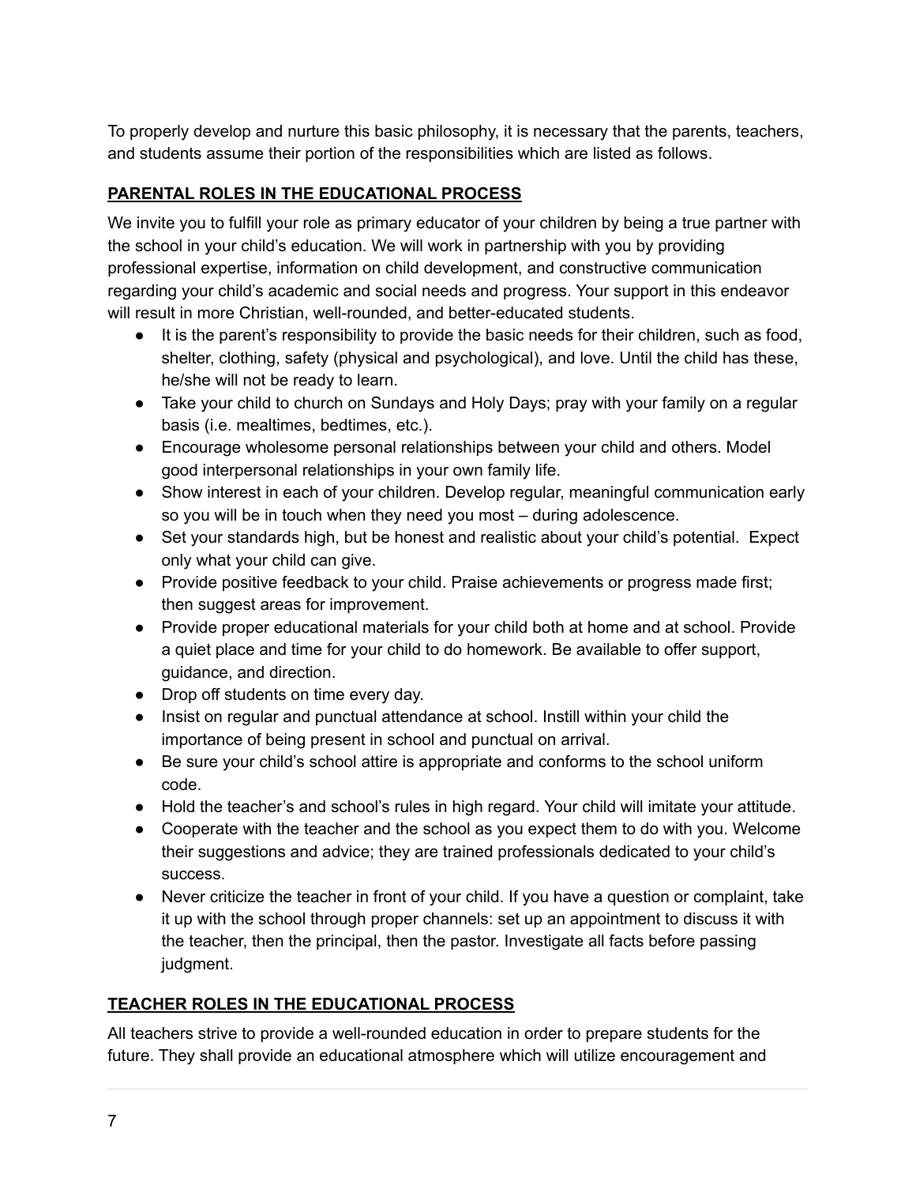To properly develop and nurture this basic philosophy, it is necessary that the parents, teachers, and students assume their portion of the responsibilities which are listed as follows.

## PARENTAL ROLES IN THE EDUCATIONAL PROCESS

We invite you to fulfill your role as primary educator of your children by being a true partner with the school in your child's education. We will work in partnership with you by providing professional expertise, information on child development, and constructive communication regarding your child's academic and social needs and progress. Your support in this endeavor will result in more Christian, well-rounded, and better-educated students.

- It is the parent's responsibility to provide the basic needs for their children, such as food, shelter, clothing, safety (physical and psychological), and love. Until the child has these, he/she will not be ready to learn.
- Take your child to church on Sundays and Holy Days; pray with your family on a regular basis (i.e. mealtimes, bedtimes, etc.).
- Encourage wholesome personal relationships between your child and others. Model good interpersonal relationships in your own family life.
- Show interest in each of your children. Develop regular, meaningful communication early so you will be in touch when they need you most – during adolescence.
- Set your standards high, but be honest and realistic about your child's potential. Expect only what your child can give.
- Provide positive feedback to your child. Praise achievements or progress made first; then suggest areas for improvement.
- Provide proper educational materials for your child both at home and at school. Provide a quiet place and time for your child to do homework. Be available to offer support, guidance, and direction.
- Drop off students on time every day.
- Insist on regular and punctual attendance at school. Instill within your child the importance of being present in school and punctual on arrival.
- Be sure your child's school attire is appropriate and conforms to the school uniform code.
- Hold the teacher's and school's rules in high regard. Your child will imitate your attitude.
- Cooperate with the teacher and the school as you expect them to do with you. Welcome their suggestions and advice; they are trained professionals dedicated to your child's success.
- Never criticize the teacher in front of your child. If you have a question or complaint, take it up with the school through proper channels: set up an appointment to discuss it with the teacher, then the principal, then the pastor. Investigate all facts before passing judgment.

## TEACHER ROLES IN THE EDUCATIONAL PROCESS

All teachers strive to provide a well-rounded education in order to prepare students for the future. They shall provide an educational atmosphere which will utilize encouragement and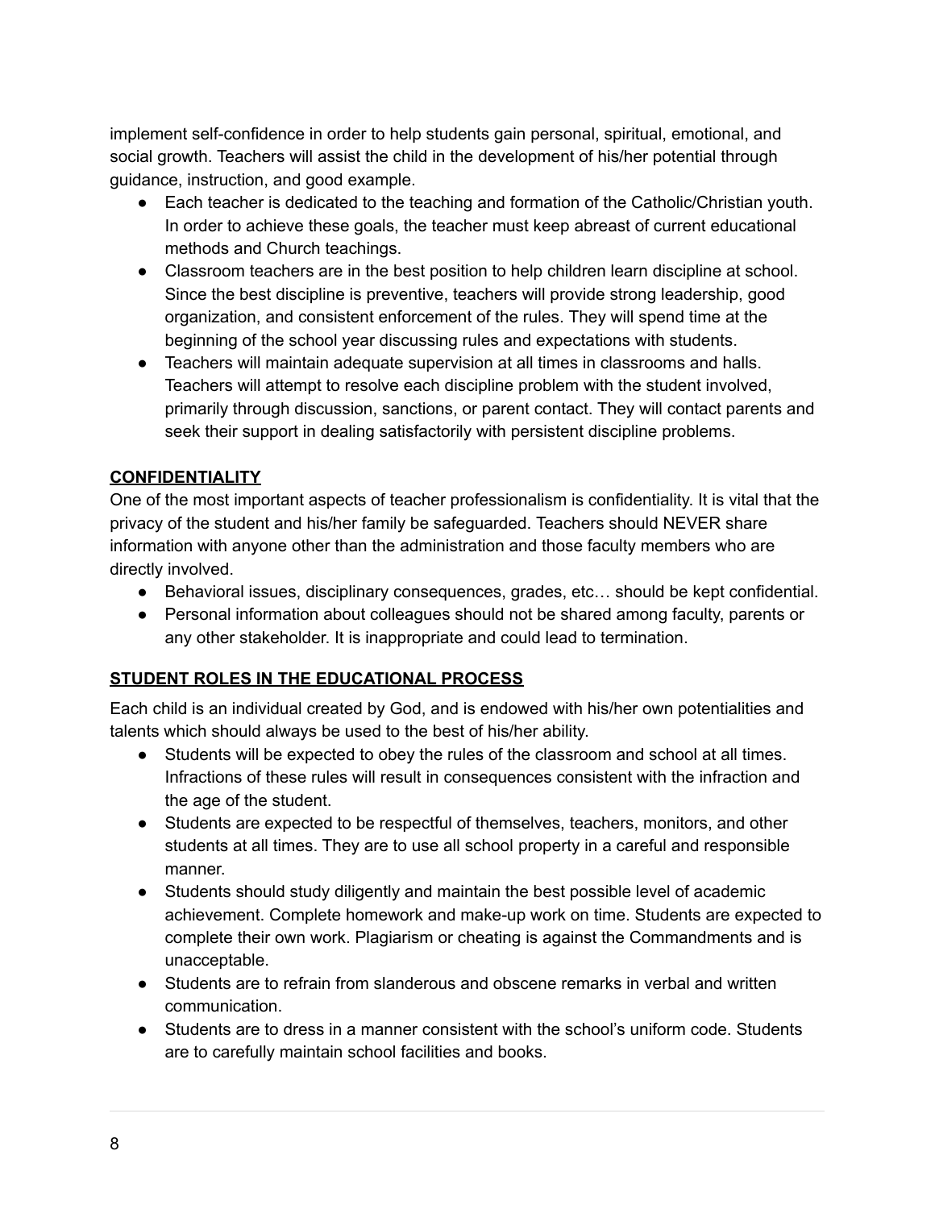implement self-confidence in order to help students gain personal, spiritual, emotional, and social growth. Teachers will assist the child in the development of his/her potential through guidance, instruction, and good example.

- Each teacher is dedicated to the teaching and formation of the Catholic/Christian youth. In order to achieve these goals, the teacher must keep abreast of current educational methods and Church teachings.
- Classroom teachers are in the best position to help children learn discipline at school. Since the best discipline is preventive, teachers will provide strong leadership, good organization, and consistent enforcement of the rules. They will spend time at the beginning of the school year discussing rules and expectations with students.
- Teachers will maintain adequate supervision at all times in classrooms and halls. Teachers will attempt to resolve each discipline problem with the student involved, primarily through discussion, sanctions, or parent contact. They will contact parents and seek their support in dealing satisfactorily with persistent discipline problems.

## CONFIDENTIALITY

One of the most important aspects of teacher professionalism is confidentiality. It is vital that the privacy of the student and his/her family be safeguarded. Teachers should NEVER share information with anyone other than the administration and those faculty members who are directly involved.

- Behavioral issues, disciplinary consequences, grades, etc… should be kept confidential.
- Personal information about colleagues should not be shared among faculty, parents or any other stakeholder. It is inappropriate and could lead to termination.

## STUDENT ROLES IN THE EDUCATIONAL PROCESS

Each child is an individual created by God, and is endowed with his/her own potentialities and talents which should always be used to the best of his/her ability.

- Students will be expected to obey the rules of the classroom and school at all times. Infractions of these rules will result in consequences consistent with the infraction and the age of the student.
- Students are expected to be respectful of themselves, teachers, monitors, and other students at all times. They are to use all school property in a careful and responsible manner.
- Students should study diligently and maintain the best possible level of academic achievement. Complete homework and make-up work on time. Students are expected to complete their own work. Plagiarism or cheating is against the Commandments and is unacceptable.
- Students are to refrain from slanderous and obscene remarks in verbal and written communication.
- Students are to dress in a manner consistent with the school's uniform code. Students are to carefully maintain school facilities and books.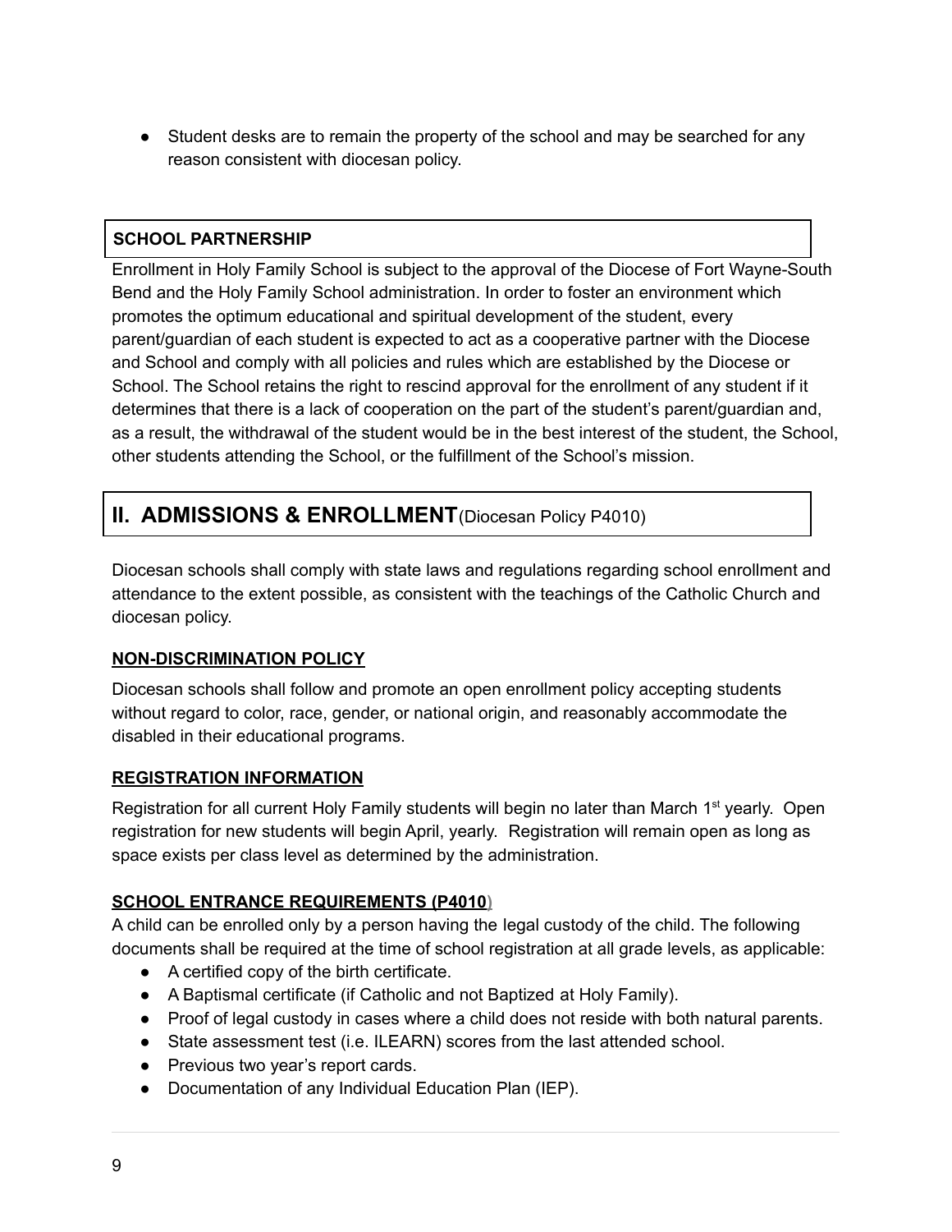- Student desks are to remain the property of the school and may be searched for any reason consistent with diocesan policy.

### SCHOOL PARTNERSHIP

Enrollment in Holy Family School is subject to the approval of the Diocese of Fort Wayne-South Bend and the Holy Family School administration. In order to foster an environment which promotes the optimum educational and spiritual development of the student, every parent/guardian of each student is expected to act as a cooperative partner with the Diocese and School and comply with all policies and rules which are established by the Diocese or School. The School retains the right to rescind approval for the enrollment of any student if it determines that there is a lack of cooperation on the part of the student's parent/guardian and, as a result, the withdrawal of the student would be in the best interest of the student, the School, other students attending the School, or the fulfillment of the School's mission.

## II. ADMISSIONS & ENROLLMENT (Diocesan Policy P4010)

Diocesan schools shall comply with state laws and regulations regarding school enrollment and attendance to the extent possible, as consistent with the teachings of the Catholic Church and diocesan policy.

### NON-DISCRIMINATION POLICY

Diocesan schools shall follow and promote an open enrollment policy accepting students without regard to color, race, gender, or national origin, and reasonably accommodate the disabled in their educational programs.

### REGISTRATION INFORMATION

Registration for all current Holy Family students will begin no later than March 1st yearly. Open registration for new students will begin April, yearly. Registration will remain open as long as space exists per class level as determined by the administration.

### SCHOOL ENTRANCE REQUIREMENTS (P4010)

A child can be enrolled only by a person having the legal custody of the child. The following documents shall be required at the time of school registration at all grade levels, as applicable:

- A certified copy of the birth certificate.
- A Baptismal certificate (if Catholic and not Baptized at Holy Family).
- Proof of legal custody in cases where a child does not reside with both natural parents.
- State assessment test (i.e. ILEARN) scores from the last attended school.
- Previous two year's report cards.
- Documentation of any Individual Education Plan (IEP).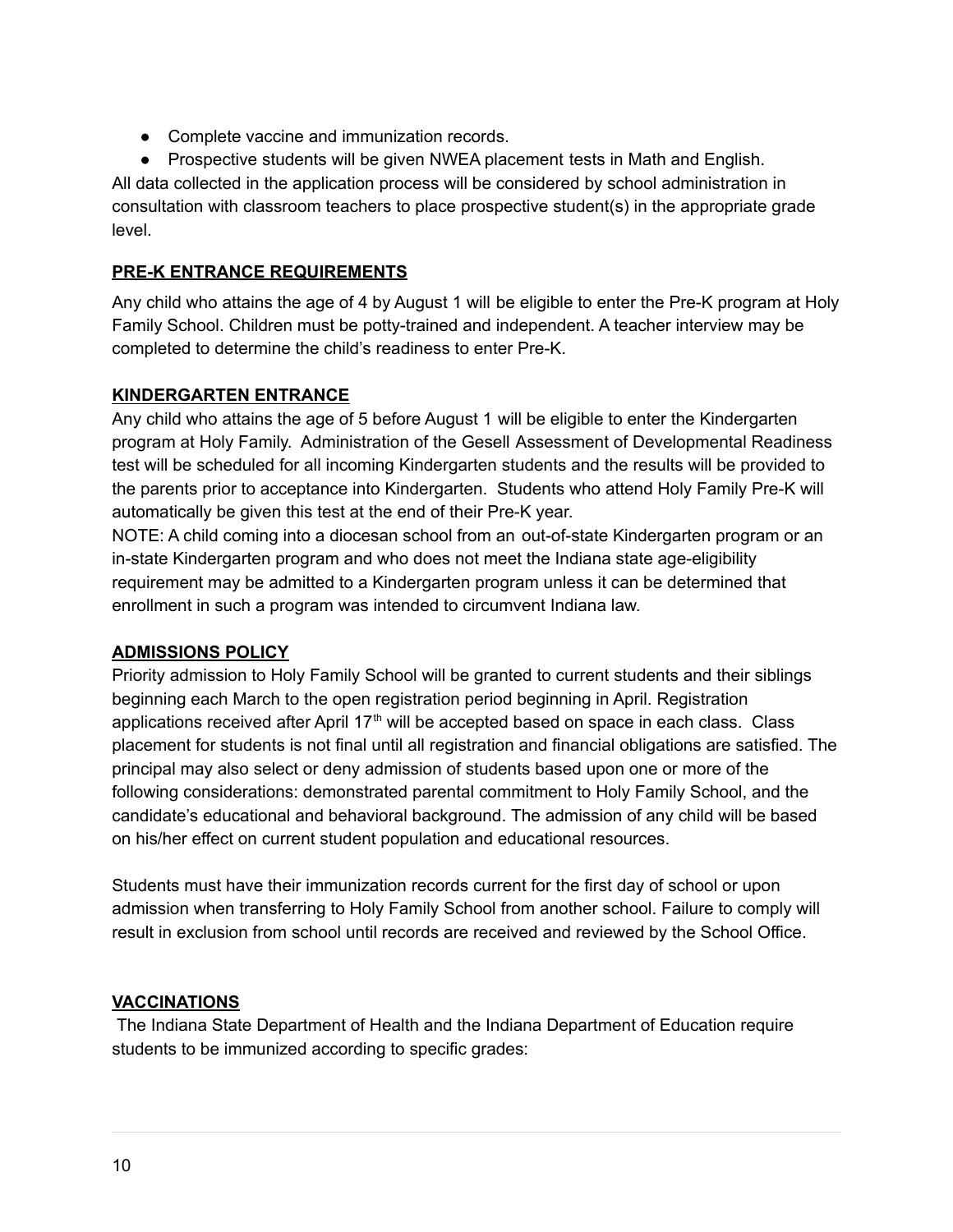- Complete vaccine and immunization records.
- Prospective students will be given NWEA placement tests in Math and English.

All data collected in the application process will be considered by school administration in consultation with classroom teachers to place prospective student(s) in the appropriate grade level.

## **PRE-K ENTRANCE REQUIREMENTS**

Any child who attains the age of 4 by August 1 will be eligible to enter the Pre-K program at Holy Family School. Children must be potty-trained and independent. A teacher interview may be completed to determine the child's readiness to enter Pre-K.

## **KINDERGARTEN ENTRANCE**

Any child who attains the age of 5 before August 1 will be eligible to enter the Kindergarten program at Holy Family. Administration of the Gesell Assessment of Developmental Readiness test will be scheduled for all incoming Kindergarten students and the results will be provided to the parents prior to acceptance into Kindergarten. Students who attend Holy Family Pre-K will automatically be given this test at the end of their Pre-K year.

NOTE: A child coming into a diocesan school from an out-of-state Kindergarten program or an in-state Kindergarten program and who does not meet the Indiana state age-eligibility requirement may be admitted to a Kindergarten program unless it can be determined that enrollment in such a program was intended to circumvent Indiana law.

## **ADMISSIONS POLICY**

Priority admission to Holy Family School will be granted to current students and their siblings beginning each March to the open registration period beginning in April. Registration applications received after April 17th will be accepted based on space in each class. Class placement for students is not final until all registration and financial obligations are satisfied. The principal may also select or deny admission of students based upon one or more of the following considerations: demonstrated parental commitment to Holy Family School, and the candidate's educational and behavioral background. The admission of any child will be based on his/her effect on current student population and educational resources.

Students must have their immunization records current for the first day of school or upon admission when transferring to Holy Family School from another school. Failure to comply will result in exclusion from school until records are received and reviewed by the School Office.

## **VACCINATIONS**

The Indiana State Department of Health and the Indiana Department of Education require students to be immunized according to specific grades: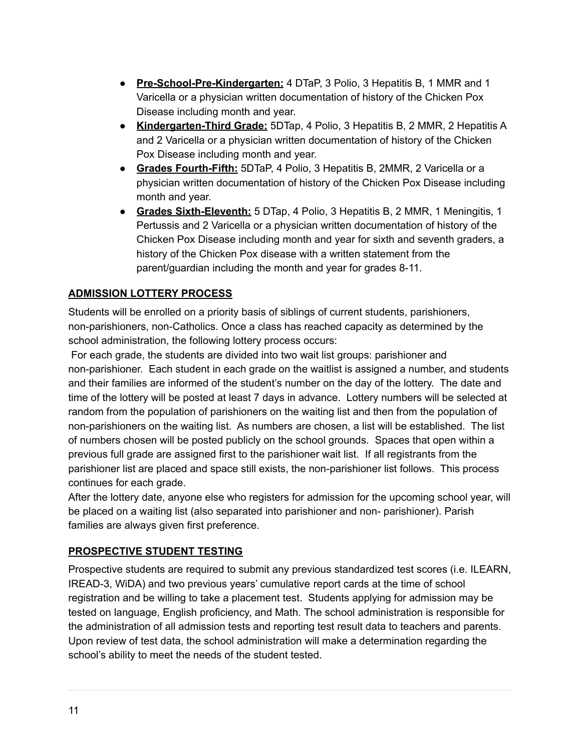- **Pre-School-Pre-Kindergarten:** 4 DTaP, 3 Polio, 3 Hepatitis B, 1 MMR and 1 Varicella or a physician written documentation of history of the Chicken Pox Disease including month and year.
- **Kindergarten-Third Grade:** 5DTap, 4 Polio, 3 Hepatitis B, 2 MMR, 2 Hepatitis A and 2 Varicella or a physician written documentation of history of the Chicken Pox Disease including month and year.
- **Grades Fourth-Fifth:** 5DTaP, 4 Polio, 3 Hepatitis B, 2MMR, 2 Varicella or a physician written documentation of history of the Chicken Pox Disease including month and year.
- **Grades Sixth-Eleventh:** 5 DTap, 4 Polio, 3 Hepatitis B, 2 MMR, 1 Meningitis, 1 Pertussis and 2 Varicella or a physician written documentation of history of the Chicken Pox Disease including month and year for sixth and seventh graders, a history of the Chicken Pox disease with a written statement from the parent/guardian including the month and year for grades 8-11.

## ADMISSION LOTTERY PROCESS

Students will be enrolled on a priority basis of siblings of current students, parishioners, non-parishioners, non-Catholics. Once a class has reached capacity as determined by the school administration, the following lottery process occurs:

For each grade, the students are divided into two wait list groups: parishioner and non-parishioner. Each student in each grade on the waitlist is assigned a number, and students and their families are informed of the student's number on the day of the lottery. The date and time of the lottery will be posted at least 7 days in advance. Lottery numbers will be selected at random from the population of parishioners on the waiting list and then from the population of non-parishioners on the waiting list. As numbers are chosen, a list will be established. The list of numbers chosen will be posted publicly on the school grounds. Spaces that open within a previous full grade are assigned first to the parishioner wait list. If all registrants from the parishioner list are placed and space still exists, the non-parishioner list follows. This process continues for each grade.

After the lottery date, anyone else who registers for admission for the upcoming school year, will be placed on a waiting list (also separated into parishioner and non- parishioner). Parish families are always given first preference.

## PROSPECTIVE STUDENT TESTING

Prospective students are required to submit any previous standardized test scores (i.e. ILEARN, IREAD-3, WiDA) and two previous years' cumulative report cards at the time of school registration and be willing to take a placement test. Students applying for admission may be tested on language, English proficiency, and Math. The school administration is responsible for the administration of all admission tests and reporting test result data to teachers and parents. Upon review of test data, the school administration will make a determination regarding the school's ability to meet the needs of the student tested.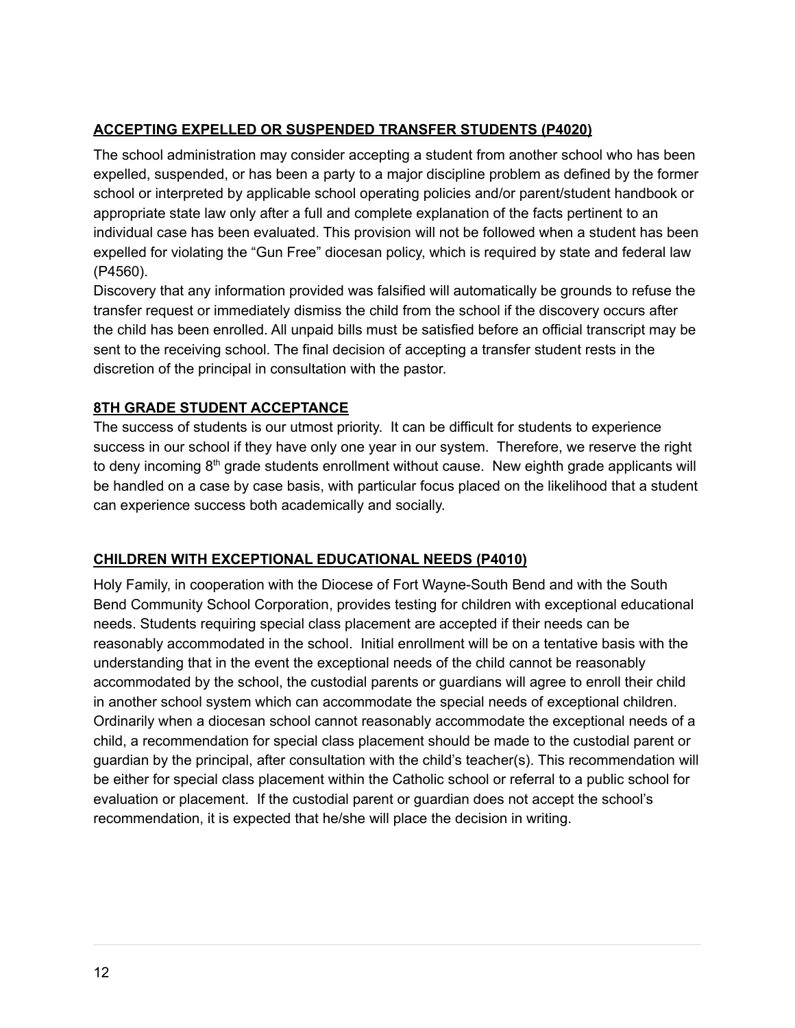## ACCEPTING EXPELLED OR SUSPENDED TRANSFER STUDENTS (P4020)

The school administration may consider accepting a student from another school who has been expelled, suspended, or has been a party to a major discipline problem as defined by the former school or interpreted by applicable school operating policies and/or parent/student handbook or appropriate state law only after a full and complete explanation of the facts pertinent to an individual case has been evaluated. This provision will not be followed when a student has been expelled for violating the "Gun Free" diocesan policy, which is required by state and federal law (P4560).

Discovery that any information provided was falsified will automatically be grounds to refuse the transfer request or immediately dismiss the child from the school if the discovery occurs after the child has been enrolled. All unpaid bills must be satisfied before an official transcript may be sent to the receiving school. The final decision of accepting a transfer student rests in the discretion of the principal in consultation with the pastor.

## 8TH GRADE STUDENT ACCEPTANCE

The success of students is our utmost priority. It can be difficult for students to experience success in our school if they have only one year in our system. Therefore, we reserve the right to deny incoming 8th grade students enrollment without cause. New eighth grade applicants will be handled on a case by case basis, with particular focus placed on the likelihood that a student can experience success both academically and socially.

## CHILDREN WITH EXCEPTIONAL EDUCATIONAL NEEDS (P4010)

Holy Family, in cooperation with the Diocese of Fort Wayne-South Bend and with the South Bend Community School Corporation, provides testing for children with exceptional educational needs. Students requiring special class placement are accepted if their needs can be reasonably accommodated in the school. Initial enrollment will be on a tentative basis with the understanding that in the event the exceptional needs of the child cannot be reasonably accommodated by the school, the custodial parents or guardians will agree to enroll their child in another school system which can accommodate the special needs of exceptional children. Ordinarily when a diocesan school cannot reasonably accommodate the exceptional needs of a child, a recommendation for special class placement should be made to the custodial parent or guardian by the principal, after consultation with the child's teacher(s). This recommendation will be either for special class placement within the Catholic school or referral to a public school for evaluation or placement. If the custodial parent or guardian does not accept the school's recommendation, it is expected that he/she will place the decision in writing.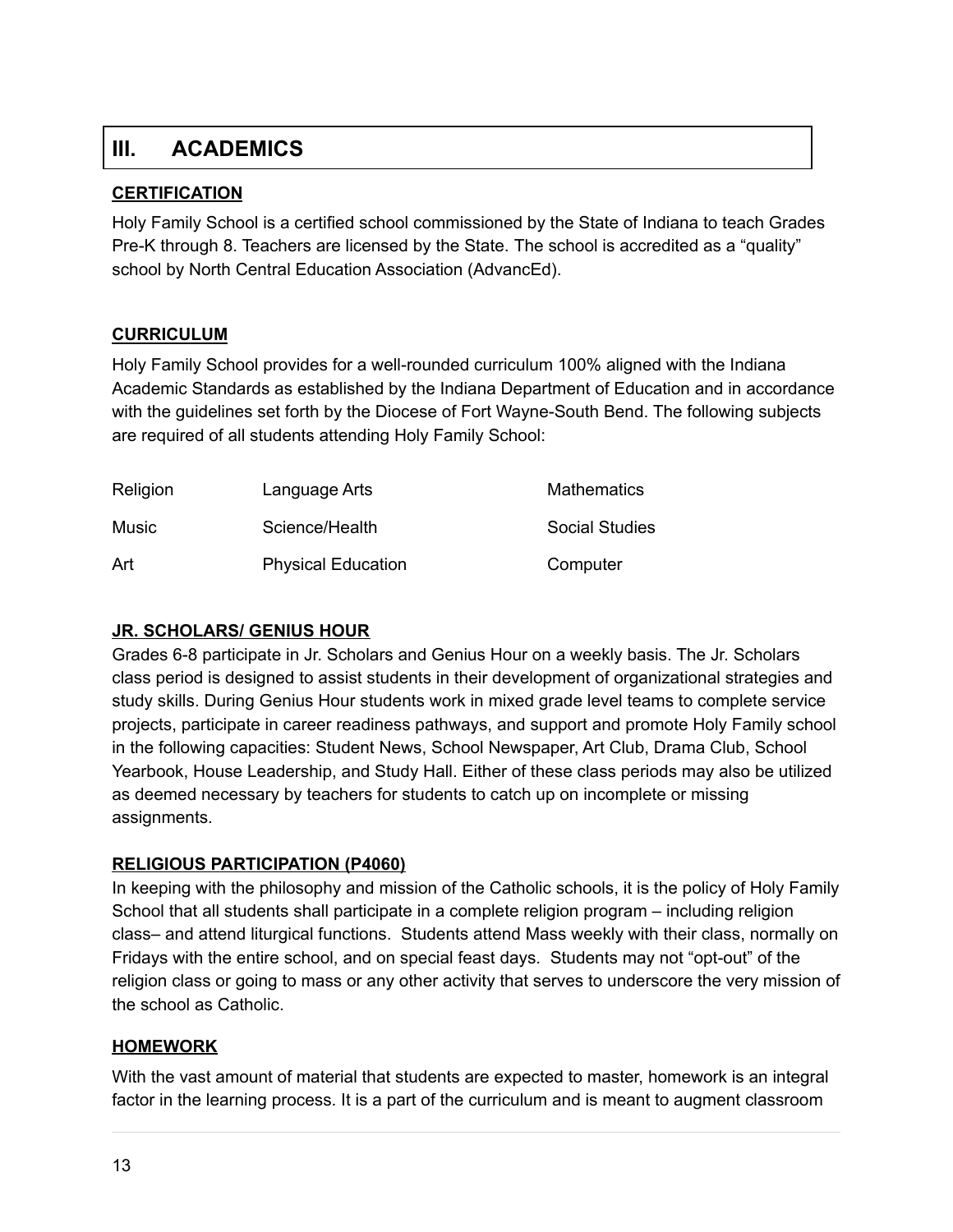## III. ACADEMICS

### CERTIFICATION

Holy Family School is a certified school commissioned by the State of Indiana to teach Grades Pre-K through 8. Teachers are licensed by the State. The school is accredited as a "quality" school by North Central Education Association (AdvancEd).

### CURRICULUM

Holy Family School provides for a well-rounded curriculum 100% aligned with the Indiana Academic Standards as established by the Indiana Department of Education and in accordance with the guidelines set forth by the Diocese of Fort Wayne-South Bend. The following subjects are required of all students attending Holy Family School:

| | | |
|---|---|---|
| Religion | Language Arts | Mathematics |
| Music | Science/Health | Social Studies |
| Art | Physical Education | Computer |

### JR. SCHOLARS/ GENIUS HOUR

Grades 6-8 participate in Jr. Scholars and Genius Hour on a weekly basis. The Jr. Scholars class period is designed to assist students in their development of organizational strategies and study skills. During Genius Hour students work in mixed grade level teams to complete service projects, participate in career readiness pathways, and support and promote Holy Family school in the following capacities: Student News, School Newspaper, Art Club, Drama Club, School Yearbook, House Leadership, and Study Hall. Either of these class periods may also be utilized as deemed necessary by teachers for students to catch up on incomplete or missing assignments.

### RELIGIOUS PARTICIPATION (P4060)

In keeping with the philosophy and mission of the Catholic schools, it is the policy of Holy Family School that all students shall participate in a complete religion program – including religion class– and attend liturgical functions. Students attend Mass weekly with their class, normally on Fridays with the entire school, and on special feast days. Students may not "opt-out" of the religion class or going to mass or any other activity that serves to underscore the very mission of the school as Catholic.

### HOMEWORK

With the vast amount of material that students are expected to master, homework is an integral factor in the learning process. It is a part of the curriculum and is meant to augment classroom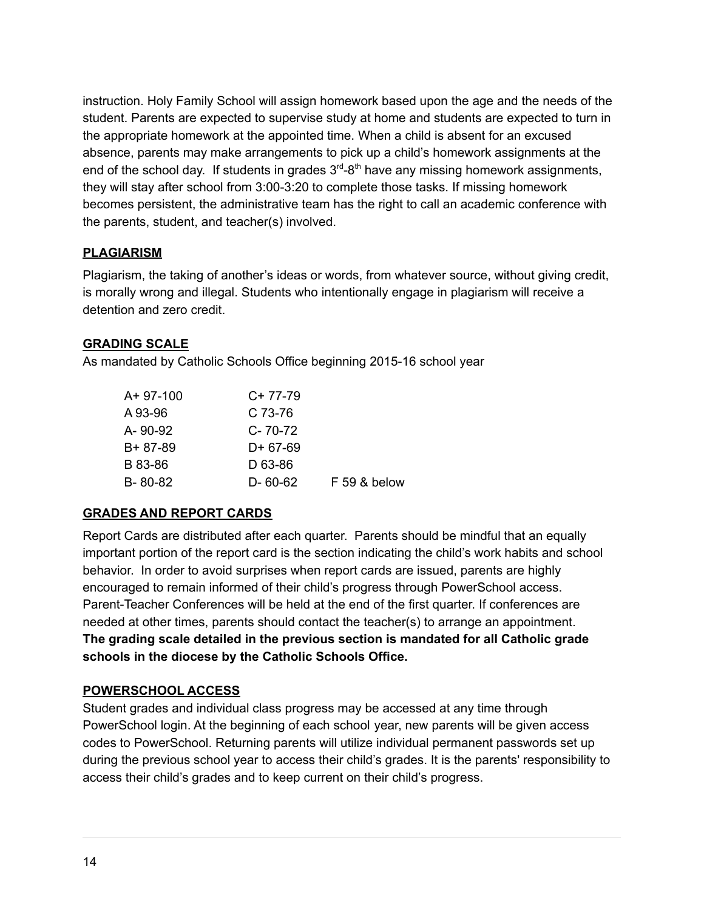instruction. Holy Family School will assign homework based upon the age and the needs of the student. Parents are expected to supervise study at home and students are expected to turn in the appropriate homework at the appointed time. When a child is absent for an excused absence, parents may make arrangements to pick up a child's homework assignments at the end of the school day. If students in grades 3rd-8th have any missing homework assignments, they will stay after school from 3:00-3:20 to complete those tasks. If missing homework becomes persistent, the administrative team has the right to call an academic conference with the parents, student, and teacher(s) involved.

## PLAGIARISM

Plagiarism, the taking of another's ideas or words, from whatever source, without giving credit, is morally wrong and illegal. Students who intentionally engage in plagiarism will receive a detention and zero credit.

## GRADING SCALE

As mandated by Catholic Schools Office beginning 2015-16 school year

| | | |
|---|---|---|
| A+ 97-100 | C+ 77-79 | |
| A 93-96 | C 73-76 | |
| A- 90-92 | C- 70-72 | |
| B+ 87-89 | D+ 67-69 | |
| B 83-86 | D 63-86 | |
| B- 80-82 | D- 60-62 | F 59 & below |

## GRADES AND REPORT CARDS

Report Cards are distributed after each quarter. Parents should be mindful that an equally important portion of the report card is the section indicating the child's work habits and school behavior. In order to avoid surprises when report cards are issued, parents are highly encouraged to remain informed of their child's progress through PowerSchool access. Parent-Teacher Conferences will be held at the end of the first quarter. If conferences are needed at other times, parents should contact the teacher(s) to arrange an appointment. **The grading scale detailed in the previous section is mandated for all Catholic grade schools in the diocese by the Catholic Schools Office.**

## POWERSCHOOL ACCESS

Student grades and individual class progress may be accessed at any time through PowerSchool login. At the beginning of each school year, new parents will be given access codes to PowerSchool. Returning parents will utilize individual permanent passwords set up during the previous school year to access their child's grades. It is the parents' responsibility to access their child's grades and to keep current on their child's progress.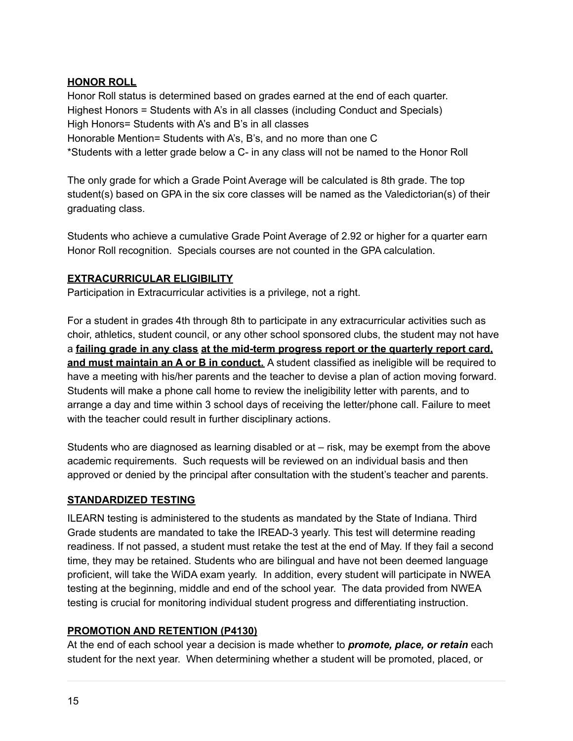**<u>HONOR ROLL</u>**

Honor Roll status is determined based on grades earned at the end of each quarter.
Highest Honors = Students with A's in all classes (including Conduct and Specials)
High Honors= Students with A's and B's in all classes
Honorable Mention= Students with A's, B's, and no more than one C
*Students with a letter grade below a C- in any class will not be named to the Honor Roll

The only grade for which a Grade Point Average will be calculated is 8th grade. The top student(s) based on GPA in the six core classes will be named as the Valedictorian(s) of their graduating class.

Students who achieve a cumulative Grade Point Average of 2.92 or higher for a quarter earn Honor Roll recognition. Specials courses are not counted in the GPA calculation.

**<u>EXTRACURRICULAR ELIGIBILITY</u>**

Participation in Extracurricular activities is a privilege, not a right.

For a student in grades 4th through 8th to participate in any extracurricular activities such as choir, athletics, student council, or any other school sponsored clubs, the student may not have a **<u>failing grade in any class</u>** **<u>at the mid-term progress report or the quarterly report card, and must maintain an A or B in conduct.</u>** A student classified as ineligible will be required to have a meeting with his/her parents and the teacher to devise a plan of action moving forward. Students will make a phone call home to review the ineligibility letter with parents, and to arrange a day and time within 3 school days of receiving the letter/phone call. Failure to meet with the teacher could result in further disciplinary actions.

Students who are diagnosed as learning disabled or at – risk, may be exempt from the above academic requirements. Such requests will be reviewed on an individual basis and then approved or denied by the principal after consultation with the student's teacher and parents.

**<u>STANDARDIZED TESTING</u>**

ILEARN testing is administered to the students as mandated by the State of Indiana. Third Grade students are mandated to take the IREAD-3 yearly. This test will determine reading readiness. If not passed, a student must retake the test at the end of May. If they fail a second time, they may be retained. Students who are bilingual and have not been deemed language proficient, will take the WiDA exam yearly. In addition, every student will participate in NWEA testing at the beginning, middle and end of the school year. The data provided from NWEA testing is crucial for monitoring individual student progress and differentiating instruction.

**<u>PROMOTION AND RETENTION (P4130)</u>**

At the end of each school year a decision is made whether to ***promote, place, or retain*** each student for the next year. When determining whether a student will be promoted, placed, or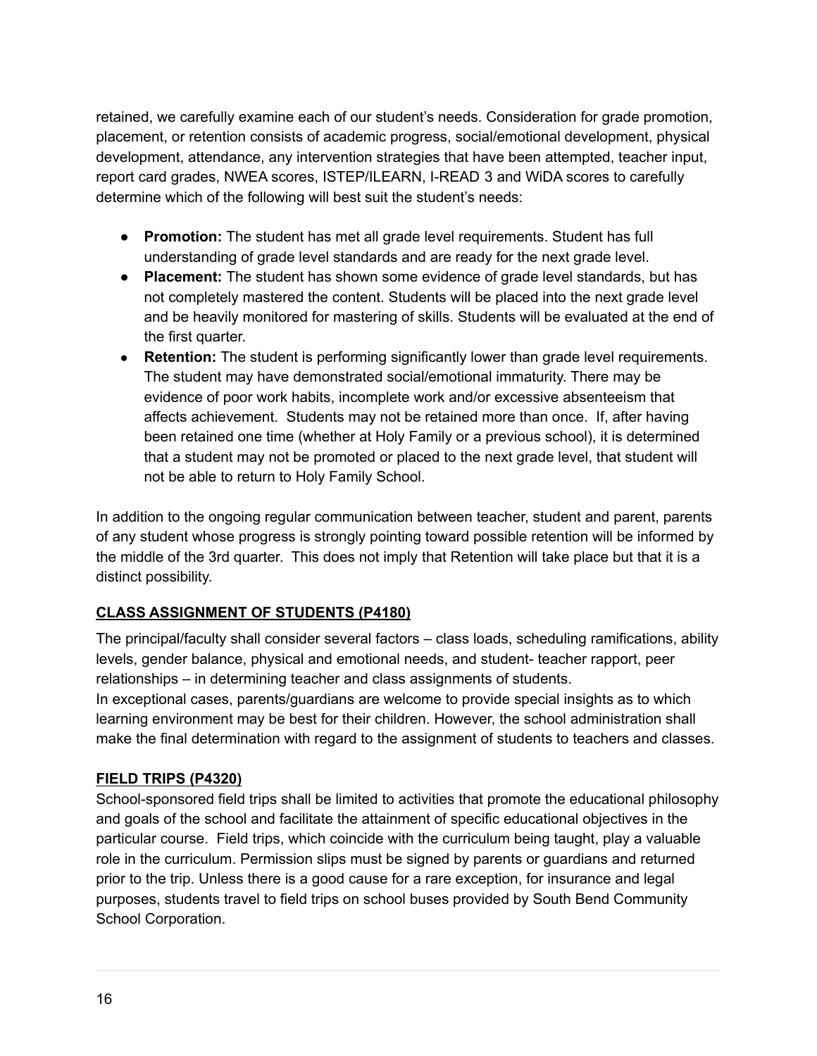retained, we carefully examine each of our student's needs. Consideration for grade promotion, placement, or retention consists of academic progress, social/emotional development, physical development, attendance, any intervention strategies that have been attempted, teacher input, report card grades, NWEA scores, ISTEP/ILEARN, I-READ 3 and WiDA scores to carefully determine which of the following will best suit the student's needs:

- **Promotion:** The student has met all grade level requirements. Student has full understanding of grade level standards and are ready for the next grade level.
- **Placement:** The student has shown some evidence of grade level standards, but has not completely mastered the content. Students will be placed into the next grade level and be heavily monitored for mastering of skills. Students will be evaluated at the end of the first quarter.
- **Retention:** The student is performing significantly lower than grade level requirements. The student may have demonstrated social/emotional immaturity. There may be evidence of poor work habits, incomplete work and/or excessive absenteeism that affects achievement. Students may not be retained more than once. If, after having been retained one time (whether at Holy Family or a previous school), it is determined that a student may not be promoted or placed to the next grade level, that student will not be able to return to Holy Family School.

In addition to the ongoing regular communication between teacher, student and parent, parents of any student whose progress is strongly pointing toward possible retention will be informed by the middle of the 3rd quarter. This does not imply that Retention will take place but that it is a distinct possibility.

## CLASS ASSIGNMENT OF STUDENTS (P4180)

The principal/faculty shall consider several factors – class loads, scheduling ramifications, ability levels, gender balance, physical and emotional needs, and student- teacher rapport, peer relationships – in determining teacher and class assignments of students.

In exceptional cases, parents/guardians are welcome to provide special insights as to which learning environment may be best for their children. However, the school administration shall make the final determination with regard to the assignment of students to teachers and classes.

## FIELD TRIPS (P4320)

School-sponsored field trips shall be limited to activities that promote the educational philosophy and goals of the school and facilitate the attainment of specific educational objectives in the particular course. Field trips, which coincide with the curriculum being taught, play a valuable role in the curriculum. Permission slips must be signed by parents or guardians and returned prior to the trip. Unless there is a good cause for a rare exception, for insurance and legal purposes, students travel to field trips on school buses provided by South Bend Community School Corporation.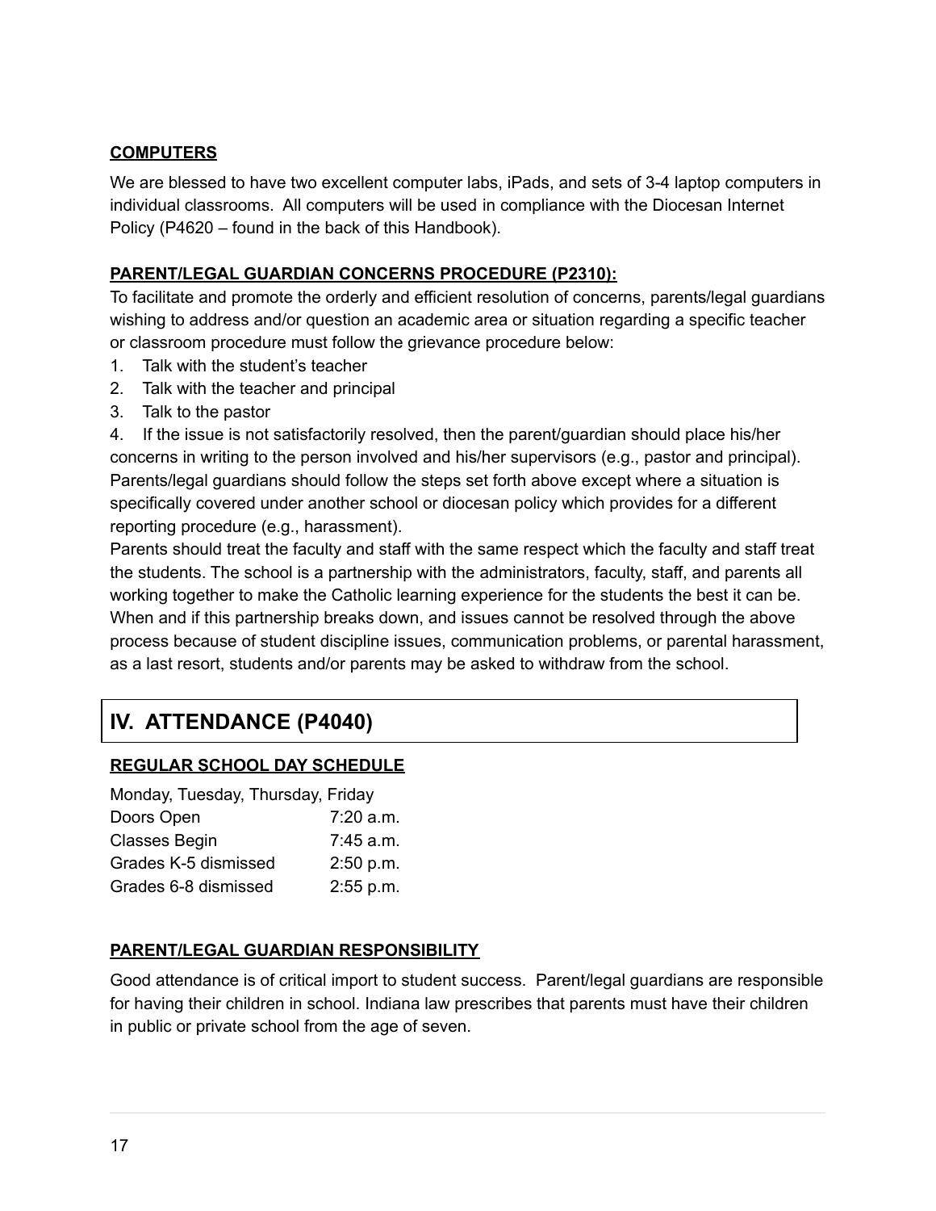**COMPUTERS**

We are blessed to have two excellent computer labs, iPads, and sets of 3-4 laptop computers in individual classrooms. All computers will be used in compliance with the Diocesan Internet Policy (P4620 – found in the back of this Handbook).

**PARENT/LEGAL GUARDIAN CONCERNS PROCEDURE (P2310):**

To facilitate and promote the orderly and efficient resolution of concerns, parents/legal guardians wishing to address and/or question an academic area or situation regarding a specific teacher or classroom procedure must follow the grievance procedure below:

1. Talk with the student's teacher
2. Talk with the teacher and principal
3. Talk to the pastor
4. If the issue is not satisfactorily resolved, then the parent/guardian should place his/her concerns in writing to the person involved and his/her supervisors (e.g., pastor and principal).

Parents/legal guardians should follow the steps set forth above except where a situation is specifically covered under another school or diocesan policy which provides for a different reporting procedure (e.g., harassment).

Parents should treat the faculty and staff with the same respect which the faculty and staff treat the students. The school is a partnership with the administrators, faculty, staff, and parents all working together to make the Catholic learning experience for the students the best it can be. When and if this partnership breaks down, and issues cannot be resolved through the above process because of student discipline issues, communication problems, or parental harassment, as a last resort, students and/or parents may be asked to withdraw from the school.

## IV. ATTENDANCE (P4040)

**REGULAR SCHOOL DAY SCHEDULE**

Monday, Tuesday, Thursday, Friday

| | |
|---|---|
| Doors Open | 7:20 a.m. |
| Classes Begin | 7:45 a.m. |
| Grades K-5 dismissed | 2:50 p.m. |
| Grades 6-8 dismissed | 2:55 p.m. |

**PARENT/LEGAL GUARDIAN RESPONSIBILITY**

Good attendance is of critical import to student success. Parent/legal guardians are responsible for having their children in school. Indiana law prescribes that parents must have their children in public or private school from the age of seven.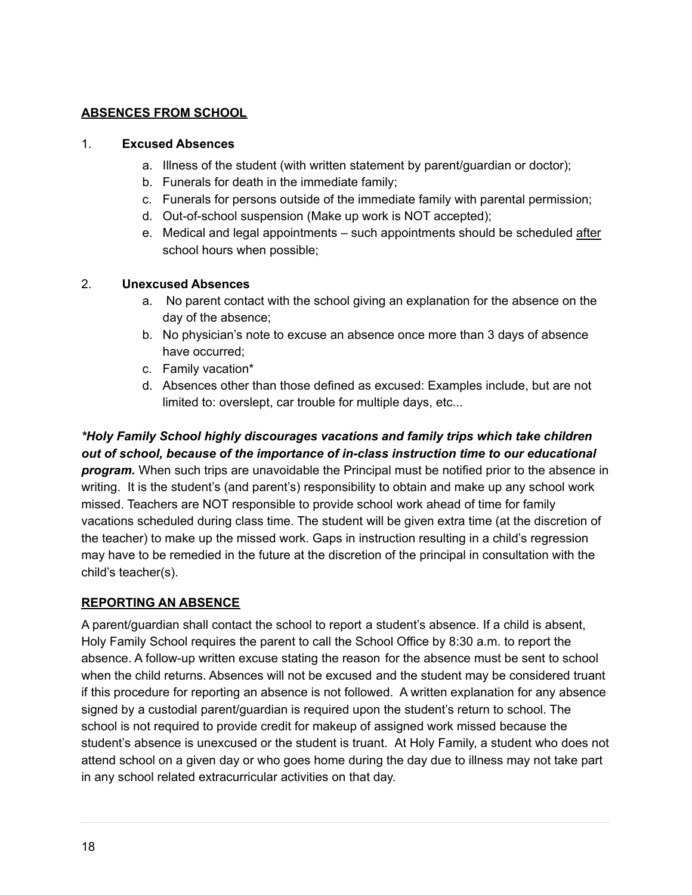## ABSENCES FROM SCHOOL

1. **Excused Absences**
   a. Illness of the student (with written statement by parent/guardian or doctor);
   b. Funerals for death in the immediate family;
   c. Funerals for persons outside of the immediate family with parental permission;
   d. Out-of-school suspension (Make up work is NOT accepted);
   e. Medical and legal appointments – such appointments should be scheduled after school hours when possible;

2. **Unexcused Absences**
   a. No parent contact with the school giving an explanation for the absence on the day of the absence;
   b. No physician's note to excuse an absence once more than 3 days of absence have occurred;
   c. Family vacation*
   d. Absences other than those defined as excused: Examples include, but are not limited to: overslept, car trouble for multiple days, etc...

***Holy Family School highly discourages vacations and family trips which take children out of school, because of the importance of in-class instruction time to our educational program.*** When such trips are unavoidable the Principal must be notified prior to the absence in writing. It is the student's (and parent's) responsibility to obtain and make up any school work missed. Teachers are NOT responsible to provide school work ahead of time for family vacations scheduled during class time. The student will be given extra time (at the discretion of the teacher) to make up the missed work. Gaps in instruction resulting in a child's regression may have to be remedied in the future at the discretion of the principal in consultation with the child's teacher(s).

## REPORTING AN ABSENCE

A parent/guardian shall contact the school to report a student's absence. If a child is absent, Holy Family School requires the parent to call the School Office by 8:30 a.m. to report the absence. A follow-up written excuse stating the reason for the absence must be sent to school when the child returns. Absences will not be excused and the student may be considered truant if this procedure for reporting an absence is not followed. A written explanation for any absence signed by a custodial parent/guardian is required upon the student's return to school. The school is not required to provide credit for makeup of assigned work missed because the student's absence is unexcused or the student is truant. At Holy Family, a student who does not attend school on a given day or who goes home during the day due to illness may not take part in any school related extracurricular activities on that day.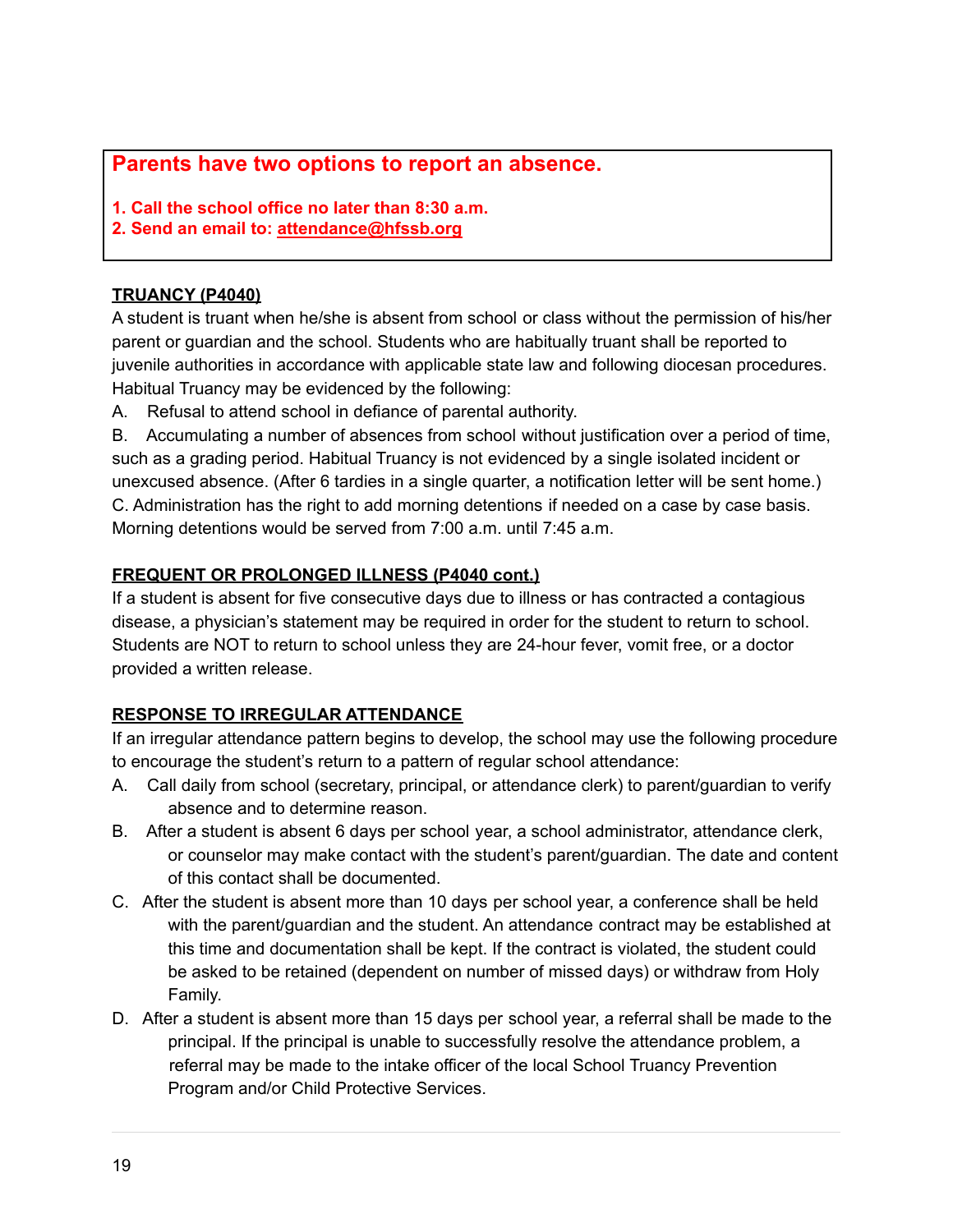**Parents have two options to report an absence.**

**1. Call the school office no later than 8:30 a.m.**
**2. Send an email to: attendance@hfssb.org**

## TRUANCY (P4040)

A student is truant when he/she is absent from school or class without the permission of his/her parent or guardian and the school. Students who are habitually truant shall be reported to juvenile authorities in accordance with applicable state law and following diocesan procedures. Habitual Truancy may be evidenced by the following:

A. Refusal to attend school in defiance of parental authority.

B. Accumulating a number of absences from school without justification over a period of time, such as a grading period. Habitual Truancy is not evidenced by a single isolated incident or unexcused absence. (After 6 tardies in a single quarter, a notification letter will be sent home.)

C. Administration has the right to add morning detentions if needed on a case by case basis. Morning detentions would be served from 7:00 a.m. until 7:45 a.m.

## FREQUENT OR PROLONGED ILLNESS (P4040 cont.)

If a student is absent for five consecutive days due to illness or has contracted a contagious disease, a physician's statement may be required in order for the student to return to school. Students are NOT to return to school unless they are 24-hour fever, vomit free, or a doctor provided a written release.

## RESPONSE TO IRREGULAR ATTENDANCE

If an irregular attendance pattern begins to develop, the school may use the following procedure to encourage the student's return to a pattern of regular school attendance:

A. Call daily from school (secretary, principal, or attendance clerk) to parent/guardian to verify absence and to determine reason.

B. After a student is absent 6 days per school year, a school administrator, attendance clerk, or counselor may make contact with the student's parent/guardian. The date and content of this contact shall be documented.

C. After the student is absent more than 10 days per school year, a conference shall be held with the parent/guardian and the student. An attendance contract may be established at this time and documentation shall be kept. If the contract is violated, the student could be asked to be retained (dependent on number of missed days) or withdraw from Holy Family.

D. After a student is absent more than 15 days per school year, a referral shall be made to the principal. If the principal is unable to successfully resolve the attendance problem, a referral may be made to the intake officer of the local School Truancy Prevention Program and/or Child Protective Services.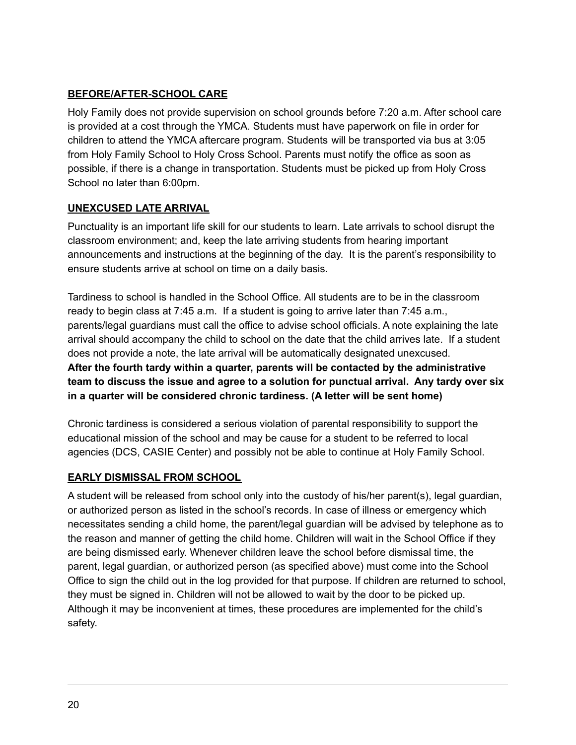## BEFORE/AFTER-SCHOOL CARE

Holy Family does not provide supervision on school grounds before 7:20 a.m. After school care is provided at a cost through the YMCA. Students must have paperwork on file in order for children to attend the YMCA aftercare program. Students will be transported via bus at 3:05 from Holy Family School to Holy Cross School. Parents must notify the office as soon as possible, if there is a change in transportation. Students must be picked up from Holy Cross School no later than 6:00pm.

## UNEXCUSED LATE ARRIVAL

Punctuality is an important life skill for our students to learn. Late arrivals to school disrupt the classroom environment; and, keep the late arriving students from hearing important announcements and instructions at the beginning of the day. It is the parent's responsibility to ensure students arrive at school on time on a daily basis.

Tardiness to school is handled in the School Office. All students are to be in the classroom ready to begin class at 7:45 a.m. If a student is going to arrive later than 7:45 a.m., parents/legal guardians must call the office to advise school officials. A note explaining the late arrival should accompany the child to school on the date that the child arrives late. If a student does not provide a note, the late arrival will be automatically designated unexcused. **After the fourth tardy within a quarter, parents will be contacted by the administrative team to discuss the issue and agree to a solution for punctual arrival. Any tardy over six in a quarter will be considered chronic tardiness. (A letter will be sent home)**

Chronic tardiness is considered a serious violation of parental responsibility to support the educational mission of the school and may be cause for a student to be referred to local agencies (DCS, CASIE Center) and possibly not be able to continue at Holy Family School.

## EARLY DISMISSAL FROM SCHOOL

A student will be released from school only into the custody of his/her parent(s), legal guardian, or authorized person as listed in the school's records. In case of illness or emergency which necessitates sending a child home, the parent/legal guardian will be advised by telephone as to the reason and manner of getting the child home. Children will wait in the School Office if they are being dismissed early. Whenever children leave the school before dismissal time, the parent, legal guardian, or authorized person (as specified above) must come into the School Office to sign the child out in the log provided for that purpose. If children are returned to school, they must be signed in. Children will not be allowed to wait by the door to be picked up. Although it may be inconvenient at times, these procedures are implemented for the child's safety.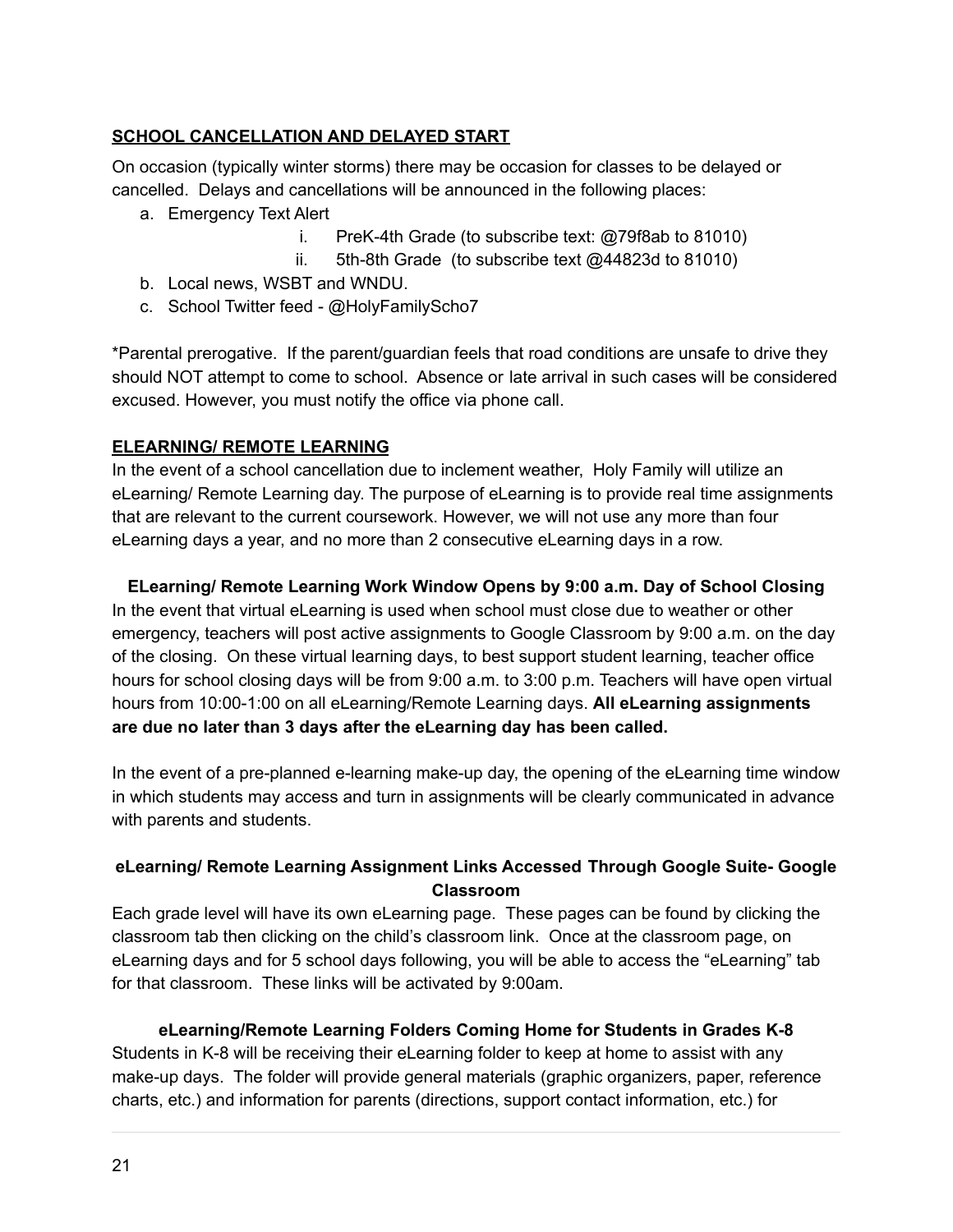## SCHOOL CANCELLATION AND DELAYED START

On occasion (typically winter storms) there may be occasion for classes to be delayed or cancelled. Delays and cancellations will be announced in the following places:

a. Emergency Text Alert
   i. PreK-4th Grade (to subscribe text: @79f8ab to 81010)
   ii. 5th-8th Grade (to subscribe text @44823d to 81010)
b. Local news, WSBT and WNDU.
c. School Twitter feed - @HolyFamilyScho7

*Parental prerogative. If the parent/guardian feels that road conditions are unsafe to drive they should NOT attempt to come to school. Absence or late arrival in such cases will be considered excused. However, you must notify the office via phone call.

## ELEARNING/ REMOTE LEARNING

In the event of a school cancellation due to inclement weather, Holy Family will utilize an eLearning/ Remote Learning day. The purpose of eLearning is to provide real time assignments that are relevant to the current coursework. However, we will not use any more than four eLearning days a year, and no more than 2 consecutive eLearning days in a row.

### ELearning/ Remote Learning Work Window Opens by 9:00 a.m. Day of School Closing

In the event that virtual eLearning is used when school must close due to weather or other emergency, teachers will post active assignments to Google Classroom by 9:00 a.m. on the day of the closing. On these virtual learning days, to best support student learning, teacher office hours for school closing days will be from 9:00 a.m. to 3:00 p.m. Teachers will have open virtual hours from 10:00-1:00 on all eLearning/Remote Learning days. **All eLearning assignments are due no later than 3 days after the eLearning day has been called.**

In the event of a pre-planned e-learning make-up day, the opening of the eLearning time window in which students may access and turn in assignments will be clearly communicated in advance with parents and students.

### eLearning/ Remote Learning Assignment Links Accessed Through Google Suite- Google Classroom

Each grade level will have its own eLearning page. These pages can be found by clicking the classroom tab then clicking on the child's classroom link. Once at the classroom page, on eLearning days and for 5 school days following, you will be able to access the "eLearning" tab for that classroom. These links will be activated by 9:00am.

### eLearning/Remote Learning Folders Coming Home for Students in Grades K-8

Students in K-8 will be receiving their eLearning folder to keep at home to assist with any make-up days. The folder will provide general materials (graphic organizers, paper, reference charts, etc.) and information for parents (directions, support contact information, etc.) for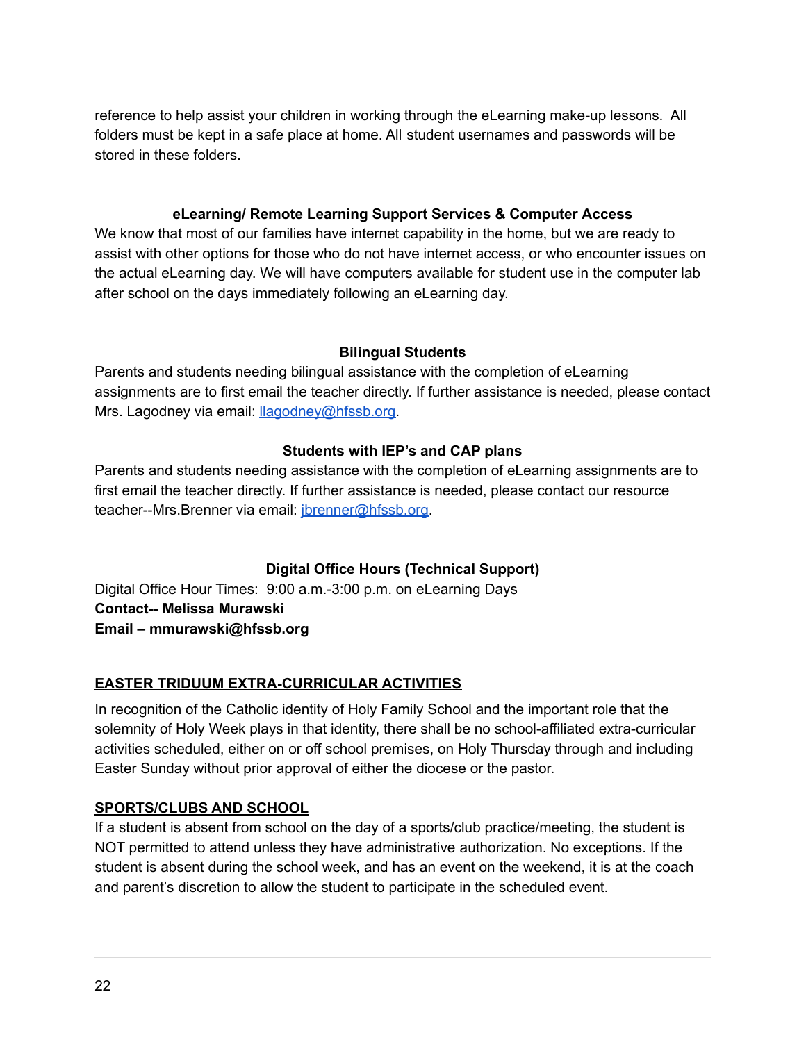reference to help assist your children in working through the eLearning make-up lessons. All folders must be kept in a safe place at home. All student usernames and passwords will be stored in these folders.

### eLearning/ Remote Learning Support Services & Computer Access

We know that most of our families have internet capability in the home, but we are ready to assist with other options for those who do not have internet access, or who encounter issues on the actual eLearning day. We will have computers available for student use in the computer lab after school on the days immediately following an eLearning day.

### Bilingual Students

Parents and students needing bilingual assistance with the completion of eLearning assignments are to first email the teacher directly. If further assistance is needed, please contact Mrs. Lagodney via email: llagodney@hfssb.org.

### Students with IEP's and CAP plans

Parents and students needing assistance with the completion of eLearning assignments are to first email the teacher directly. If further assistance is needed, please contact our resource teacher--Mrs.Brenner via email: jbrenner@hfssb.org.

### Digital Office Hours (Technical Support)

Digital Office Hour Times: 9:00 a.m.-3:00 p.m. on eLearning Days
**Contact-- Melissa Murawski**
**Email – mmurawski@hfssb.org**

## EASTER TRIDUUM EXTRA-CURRICULAR ACTIVITIES

In recognition of the Catholic identity of Holy Family School and the important role that the solemnity of Holy Week plays in that identity, there shall be no school-affiliated extra-curricular activities scheduled, either on or off school premises, on Holy Thursday through and including Easter Sunday without prior approval of either the diocese or the pastor.

## SPORTS/CLUBS AND SCHOOL

If a student is absent from school on the day of a sports/club practice/meeting, the student is NOT permitted to attend unless they have administrative authorization. No exceptions. If the student is absent during the school week, and has an event on the weekend, it is at the coach and parent's discretion to allow the student to participate in the scheduled event.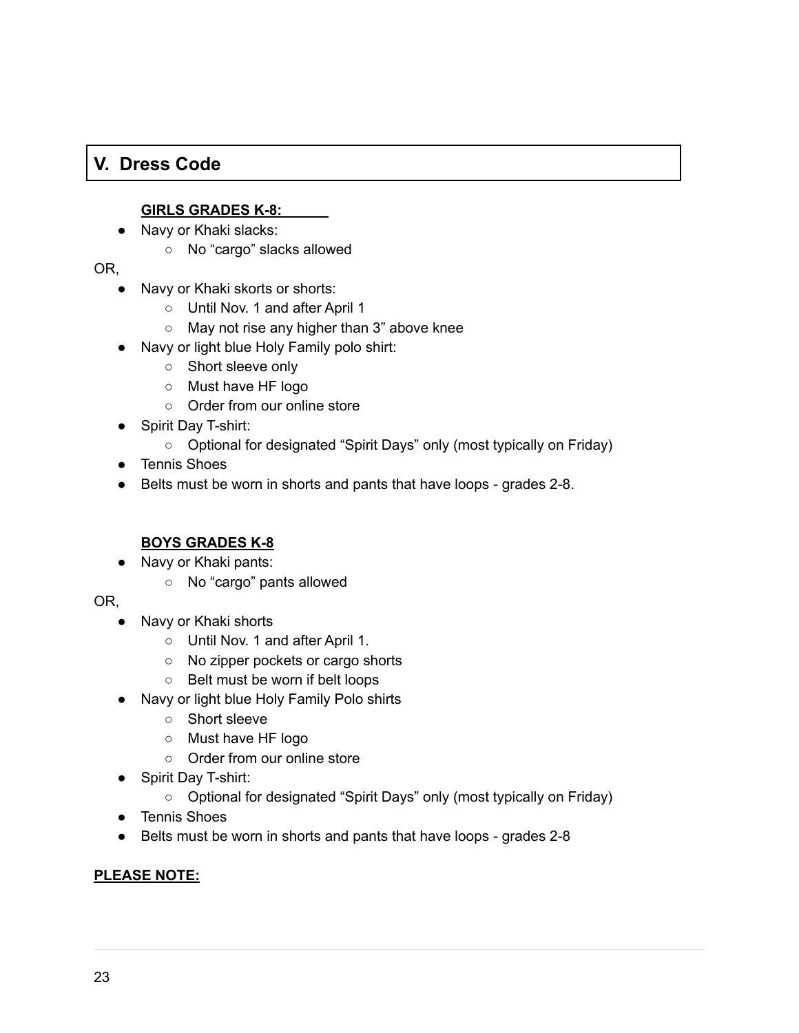## V. Dress Code

**GIRLS GRADES K-8:**

- Navy or Khaki slacks:
  - No "cargo" slacks allowed

OR,

- Navy or Khaki skorts or shorts:
  - Until Nov. 1 and after April 1
  - May not rise any higher than 3" above knee
- Navy or light blue Holy Family polo shirt:
  - Short sleeve only
  - Must have HF logo
  - Order from our online store
- Spirit Day T-shirt:
  - Optional for designated "Spirit Days" only (most typically on Friday)
- Tennis Shoes
- Belts must be worn in shorts and pants that have loops - grades 2-8.

**BOYS GRADES K-8**

- Navy or Khaki pants:
  - No "cargo" pants allowed

OR,

- Navy or Khaki shorts
  - Until Nov. 1 and after April 1.
  - No zipper pockets or cargo shorts
  - Belt must be worn if belt loops
- Navy or light blue Holy Family Polo shirts
  - Short sleeve
  - Must have HF logo
  - Order from our online store
- Spirit Day T-shirt:
  - Optional for designated "Spirit Days" only (most typically on Friday)
- Tennis Shoes
- Belts must be worn in shorts and pants that have loops - grades 2-8

**PLEASE NOTE:**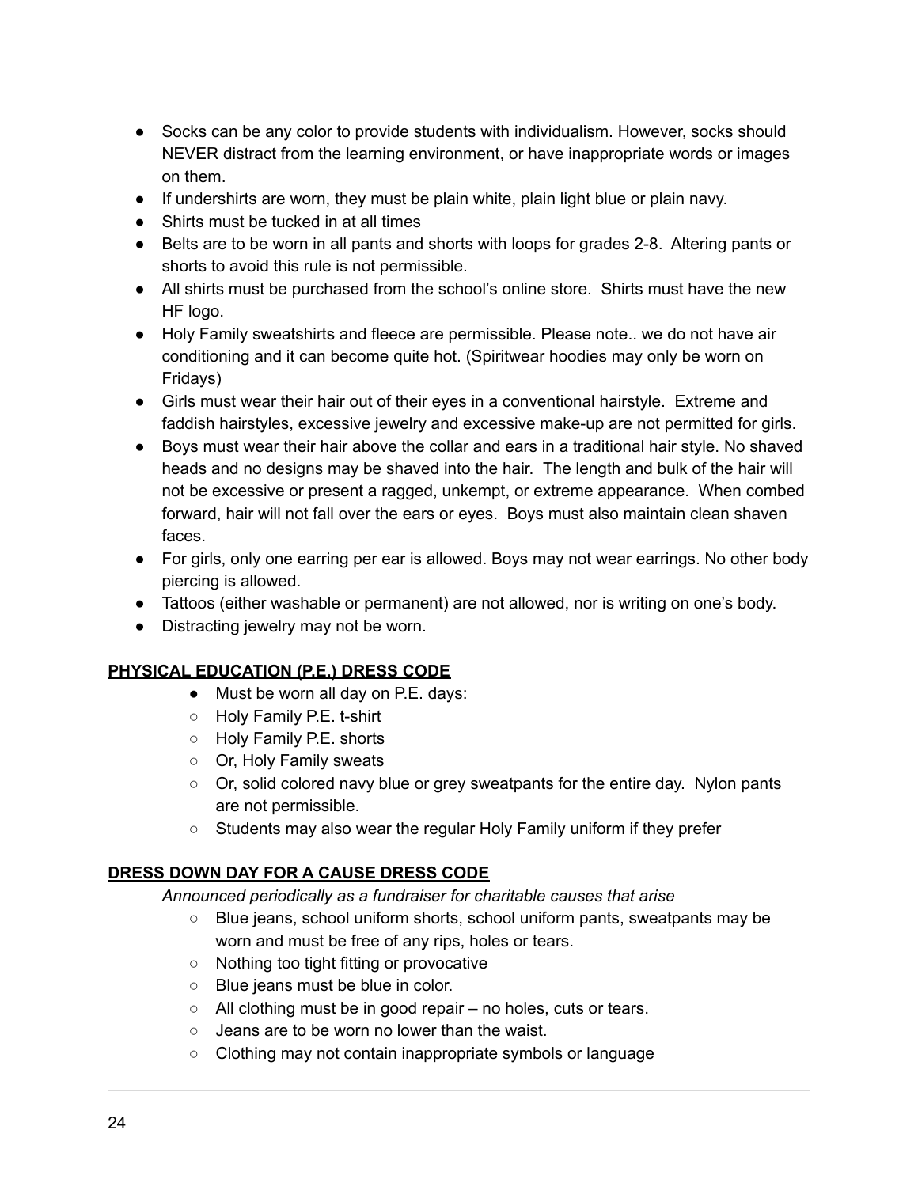- Socks can be any color to provide students with individualism. However, socks should NEVER distract from the learning environment, or have inappropriate words or images on them.
- If undershirts are worn, they must be plain white, plain light blue or plain navy.
- Shirts must be tucked in at all times
- Belts are to be worn in all pants and shorts with loops for grades 2-8. Altering pants or shorts to avoid this rule is not permissible.
- All shirts must be purchased from the school's online store. Shirts must have the new HF logo.
- Holy Family sweatshirts and fleece are permissible. Please note.. we do not have air conditioning and it can become quite hot. (Spiritwear hoodies may only be worn on Fridays)
- Girls must wear their hair out of their eyes in a conventional hairstyle. Extreme and faddish hairstyles, excessive jewelry and excessive make-up are not permitted for girls.
- Boys must wear their hair above the collar and ears in a traditional hair style. No shaved heads and no designs may be shaved into the hair. The length and bulk of the hair will not be excessive or present a ragged, unkempt, or extreme appearance. When combed forward, hair will not fall over the ears or eyes. Boys must also maintain clean shaven faces.
- For girls, only one earring per ear is allowed. Boys may not wear earrings. No other body piercing is allowed.
- Tattoos (either washable or permanent) are not allowed, nor is writing on one's body.
- Distracting jewelry may not be worn.

## **PHYSICAL EDUCATION (P.E.) DRESS CODE**

- Must be worn all day on P.E. days:
  - Holy Family P.E. t-shirt
  - Holy Family P.E. shorts
  - Or, Holy Family sweats
  - Or, solid colored navy blue or grey sweatpants for the entire day. Nylon pants are not permissible.
  - Students may also wear the regular Holy Family uniform if they prefer

## **DRESS DOWN DAY FOR A CAUSE DRESS CODE**

*Announced periodically as a fundraiser for charitable causes that arise*

- Blue jeans, school uniform shorts, school uniform pants, sweatpants may be worn and must be free of any rips, holes or tears.
- Nothing too tight fitting or provocative
- Blue jeans must be blue in color.
- All clothing must be in good repair – no holes, cuts or tears.
- Jeans are to be worn no lower than the waist.
- Clothing may not contain inappropriate symbols or language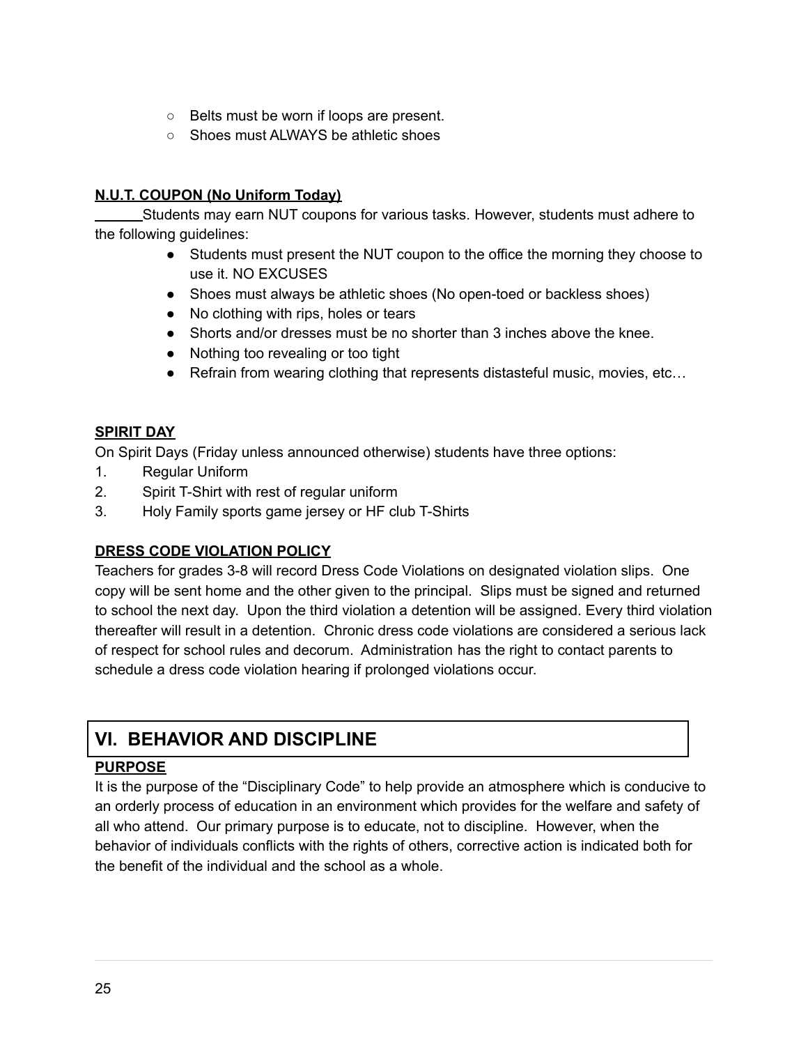- Belts must be worn if loops are present.
- Shoes must ALWAYS be athletic shoes

**N.U.T. COUPON (No Uniform Today)**

Students may earn NUT coupons for various tasks. However, students must adhere to the following guidelines:

- Students must present the NUT coupon to the office the morning they choose to use it. NO EXCUSES
- Shoes must always be athletic shoes (No open-toed or backless shoes)
- No clothing with rips, holes or tears
- Shorts and/or dresses must be no shorter than 3 inches above the knee.
- Nothing too revealing or too tight
- Refrain from wearing clothing that represents distasteful music, movies, etc…

**SPIRIT DAY**

On Spirit Days (Friday unless announced otherwise) students have three options:

1. Regular Uniform
2. Spirit T-Shirt with rest of regular uniform
3. Holy Family sports game jersey or HF club T-Shirts

**DRESS CODE VIOLATION POLICY**

Teachers for grades 3-8 will record Dress Code Violations on designated violation slips. One copy will be sent home and the other given to the principal. Slips must be signed and returned to school the next day. Upon the third violation a detention will be assigned. Every third violation thereafter will result in a detention. Chronic dress code violations are considered a serious lack of respect for school rules and decorum. Administration has the right to contact parents to schedule a dress code violation hearing if prolonged violations occur.

## VI. BEHAVIOR AND DISCIPLINE

**PURPOSE**

It is the purpose of the "Disciplinary Code" to help provide an atmosphere which is conducive to an orderly process of education in an environment which provides for the welfare and safety of all who attend. Our primary purpose is to educate, not to discipline. However, when the behavior of individuals conflicts with the rights of others, corrective action is indicated both for the benefit of the individual and the school as a whole.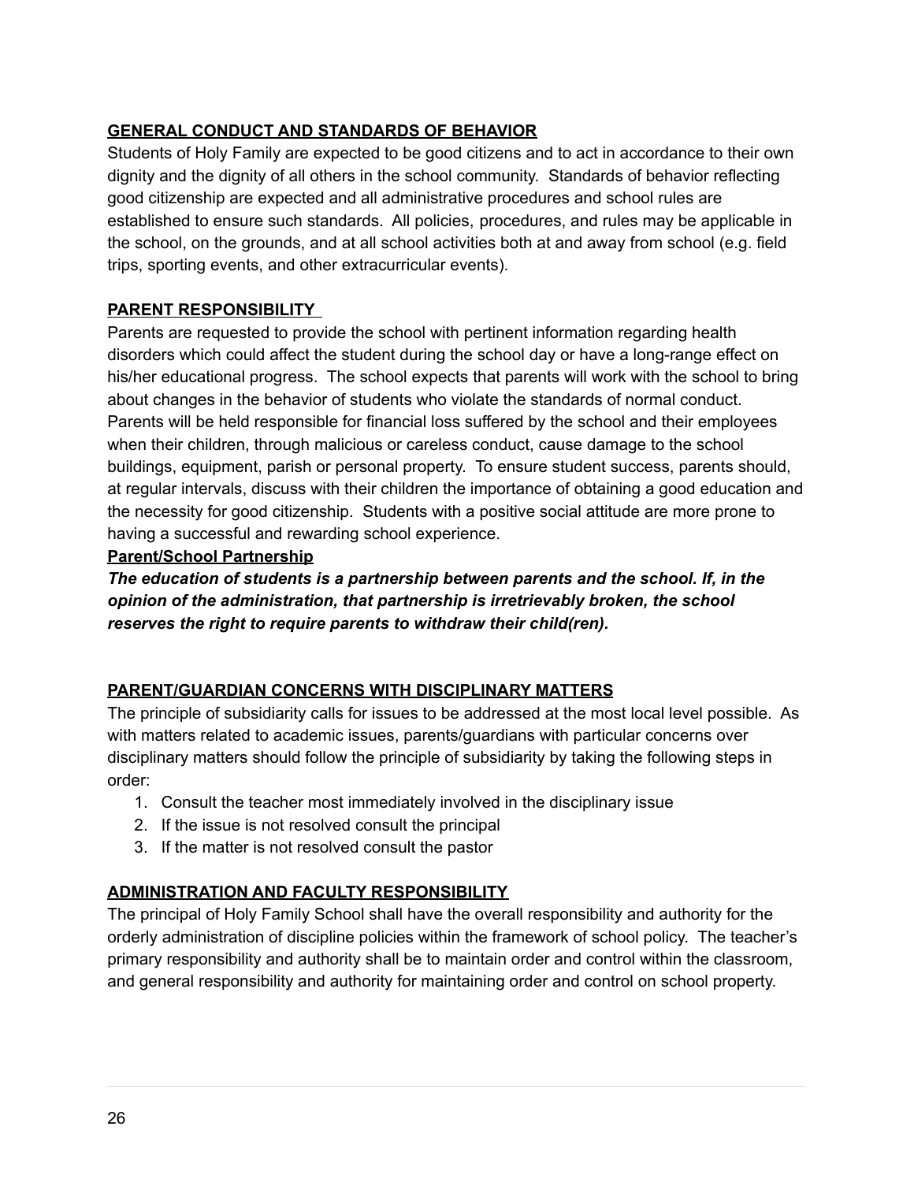## GENERAL CONDUCT AND STANDARDS OF BEHAVIOR

Students of Holy Family are expected to be good citizens and to act in accordance to their own dignity and the dignity of all others in the school community. Standards of behavior reflecting good citizenship are expected and all administrative procedures and school rules are established to ensure such standards. All policies, procedures, and rules may be applicable in the school, on the grounds, and at all school activities both at and away from school (e.g. field trips, sporting events, and other extracurricular events).

## PARENT RESPONSIBILITY

Parents are requested to provide the school with pertinent information regarding health disorders which could affect the student during the school day or have a long-range effect on his/her educational progress. The school expects that parents will work with the school to bring about changes in the behavior of students who violate the standards of normal conduct. Parents will be held responsible for financial loss suffered by the school and their employees when their children, through malicious or careless conduct, cause damage to the school buildings, equipment, parish or personal property. To ensure student success, parents should, at regular intervals, discuss with their children the importance of obtaining a good education and the necessity for good citizenship. Students with a positive social attitude are more prone to having a successful and rewarding school experience.

### Parent/School Partnership

***The education of students is a partnership between parents and the school. If, in the opinion of the administration, that partnership is irretrievably broken, the school reserves the right to require parents to withdraw their child(ren).***

## PARENT/GUARDIAN CONCERNS WITH DISCIPLINARY MATTERS

The principle of subsidiarity calls for issues to be addressed at the most local level possible. As with matters related to academic issues, parents/guardians with particular concerns over disciplinary matters should follow the principle of subsidiarity by taking the following steps in order:

1. Consult the teacher most immediately involved in the disciplinary issue
2. If the issue is not resolved consult the principal
3. If the matter is not resolved consult the pastor

## ADMINISTRATION AND FACULTY RESPONSIBILITY

The principal of Holy Family School shall have the overall responsibility and authority for the orderly administration of discipline policies within the framework of school policy. The teacher's primary responsibility and authority shall be to maintain order and control within the classroom, and general responsibility and authority for maintaining order and control on school property.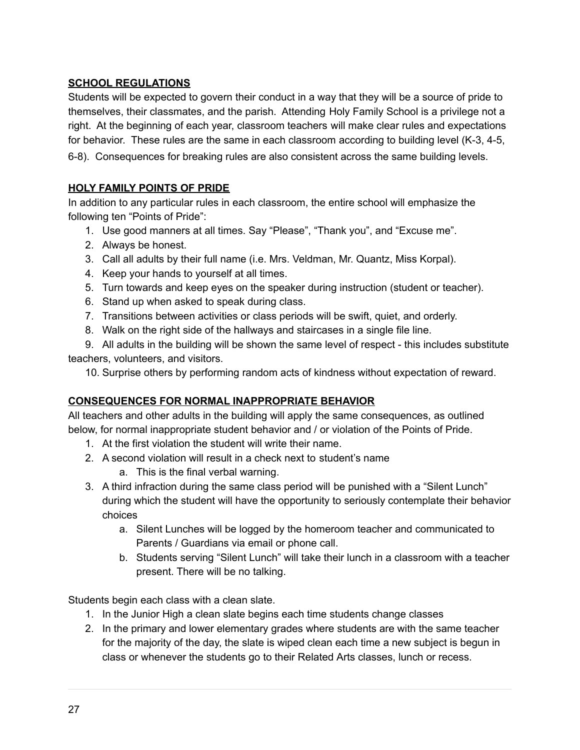## SCHOOL REGULATIONS

Students will be expected to govern their conduct in a way that they will be a source of pride to themselves, their classmates, and the parish. Attending Holy Family School is a privilege not a right. At the beginning of each year, classroom teachers will make clear rules and expectations for behavior. These rules are the same in each classroom according to building level (K-3, 4-5, 6-8). Consequences for breaking rules are also consistent across the same building levels.

## HOLY FAMILY POINTS OF PRIDE

In addition to any particular rules in each classroom, the entire school will emphasize the following ten "Points of Pride":

1. Use good manners at all times. Say "Please", "Thank you", and "Excuse me".
2. Always be honest.
3. Call all adults by their full name (i.e. Mrs. Veldman, Mr. Quantz, Miss Korpal).
4. Keep your hands to yourself at all times.
5. Turn towards and keep eyes on the speaker during instruction (student or teacher).
6. Stand up when asked to speak during class.
7. Transitions between activities or class periods will be swift, quiet, and orderly.
8. Walk on the right side of the hallways and staircases in a single file line.
9. All adults in the building will be shown the same level of respect - this includes substitute teachers, volunteers, and visitors.
10. Surprise others by performing random acts of kindness without expectation of reward.

## CONSEQUENCES FOR NORMAL INAPPROPRIATE BEHAVIOR

All teachers and other adults in the building will apply the same consequences, as outlined below, for normal inappropriate student behavior and / or violation of the Points of Pride.

1. At the first violation the student will write their name.
2. A second violation will result in a check next to student's name
   a. This is the final verbal warning.
3. A third infraction during the same class period will be punished with a "Silent Lunch" during which the student will have the opportunity to seriously contemplate their behavior choices
   a. Silent Lunches will be logged by the homeroom teacher and communicated to Parents / Guardians via email or phone call.
   b. Students serving "Silent Lunch" will take their lunch in a classroom with a teacher present. There will be no talking.

Students begin each class with a clean slate.

1. In the Junior High a clean slate begins each time students change classes
2. In the primary and lower elementary grades where students are with the same teacher for the majority of the day, the slate is wiped clean each time a new subject is begun in class or whenever the students go to their Related Arts classes, lunch or recess.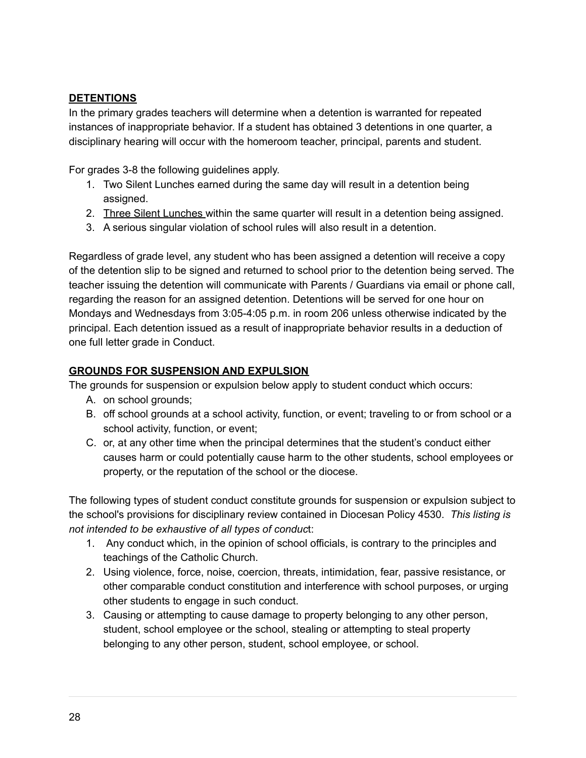## DETENTIONS

In the primary grades teachers will determine when a detention is warranted for repeated instances of inappropriate behavior. If a student has obtained 3 detentions in one quarter, a disciplinary hearing will occur with the homeroom teacher, principal, parents and student.

For grades 3-8 the following guidelines apply.

1. Two Silent Lunches earned during the same day will result in a detention being assigned.
2. Three Silent Lunches within the same quarter will result in a detention being assigned.
3. A serious singular violation of school rules will also result in a detention.

Regardless of grade level, any student who has been assigned a detention will receive a copy of the detention slip to be signed and returned to school prior to the detention being served. The teacher issuing the detention will communicate with Parents / Guardians via email or phone call, regarding the reason for an assigned detention. Detentions will be served for one hour on Mondays and Wednesdays from 3:05-4:05 p.m. in room 206 unless otherwise indicated by the principal. Each detention issued as a result of inappropriate behavior results in a deduction of one full letter grade in Conduct.

## GROUNDS FOR SUSPENSION AND EXPULSION

The grounds for suspension or expulsion below apply to student conduct which occurs:

A. on school grounds;
B. off school grounds at a school activity, function, or event; traveling to or from school or a school activity, function, or event;
C. or, at any other time when the principal determines that the student's conduct either causes harm or could potentially cause harm to the other students, school employees or property, or the reputation of the school or the diocese.

The following types of student conduct constitute grounds for suspension or expulsion subject to the school's provisions for disciplinary review contained in Diocesan Policy 4530. *This listing is not intended to be exhaustive of all types of conduct*:

1. Any conduct which, in the opinion of school officials, is contrary to the principles and teachings of the Catholic Church.
2. Using violence, force, noise, coercion, threats, intimidation, fear, passive resistance, or other comparable conduct constitution and interference with school purposes, or urging other students to engage in such conduct.
3. Causing or attempting to cause damage to property belonging to any other person, student, school employee or the school, stealing or attempting to steal property belonging to any other person, student, school employee, or school.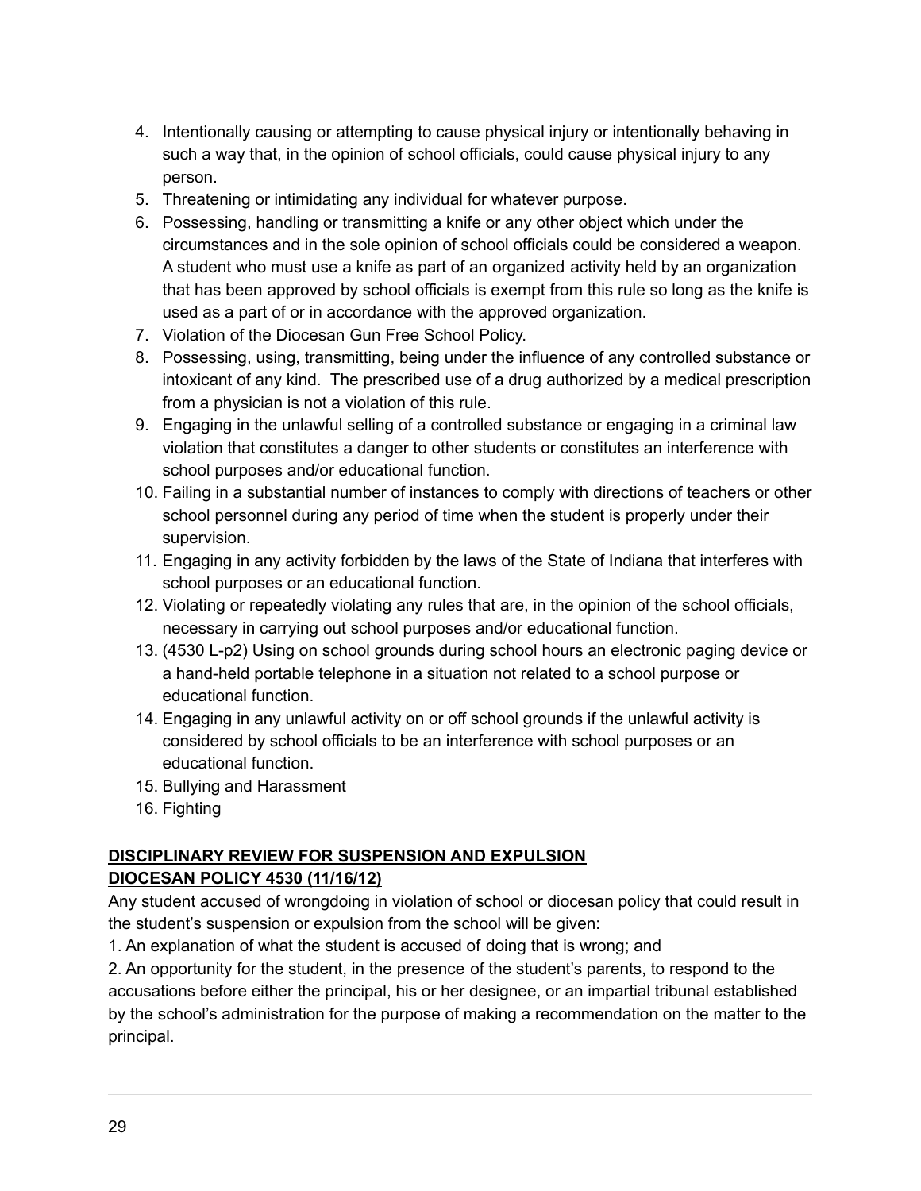4. Intentionally causing or attempting to cause physical injury or intentionally behaving in such a way that, in the opinion of school officials, could cause physical injury to any person.
5. Threatening or intimidating any individual for whatever purpose.
6. Possessing, handling or transmitting a knife or any other object which under the circumstances and in the sole opinion of school officials could be considered a weapon. A student who must use a knife as part of an organized activity held by an organization that has been approved by school officials is exempt from this rule so long as the knife is used as a part of or in accordance with the approved organization.
7. Violation of the Diocesan Gun Free School Policy.
8. Possessing, using, transmitting, being under the influence of any controlled substance or intoxicant of any kind. The prescribed use of a drug authorized by a medical prescription from a physician is not a violation of this rule.
9. Engaging in the unlawful selling of a controlled substance or engaging in a criminal law violation that constitutes a danger to other students or constitutes an interference with school purposes and/or educational function.
10. Failing in a substantial number of instances to comply with directions of teachers or other school personnel during any period of time when the student is properly under their supervision.
11. Engaging in any activity forbidden by the laws of the State of Indiana that interferes with school purposes or an educational function.
12. Violating or repeatedly violating any rules that are, in the opinion of the school officials, necessary in carrying out school purposes and/or educational function.
13. (4530 L-p2) Using on school grounds during school hours an electronic paging device or a hand-held portable telephone in a situation not related to a school purpose or educational function.
14. Engaging in any unlawful activity on or off school grounds if the unlawful activity is considered by school officials to be an interference with school purposes or an educational function.
15. Bullying and Harassment
16. Fighting

**DISCIPLINARY REVIEW FOR SUSPENSION AND EXPULSION**
**DIOCESAN POLICY 4530 (11/16/12)**

Any student accused of wrongdoing in violation of school or diocesan policy that could result in the student's suspension or expulsion from the school will be given:

1. An explanation of what the student is accused of doing that is wrong; and
2. An opportunity for the student, in the presence of the student's parents, to respond to the accusations before either the principal, his or her designee, or an impartial tribunal established by the school's administration for the purpose of making a recommendation on the matter to the principal.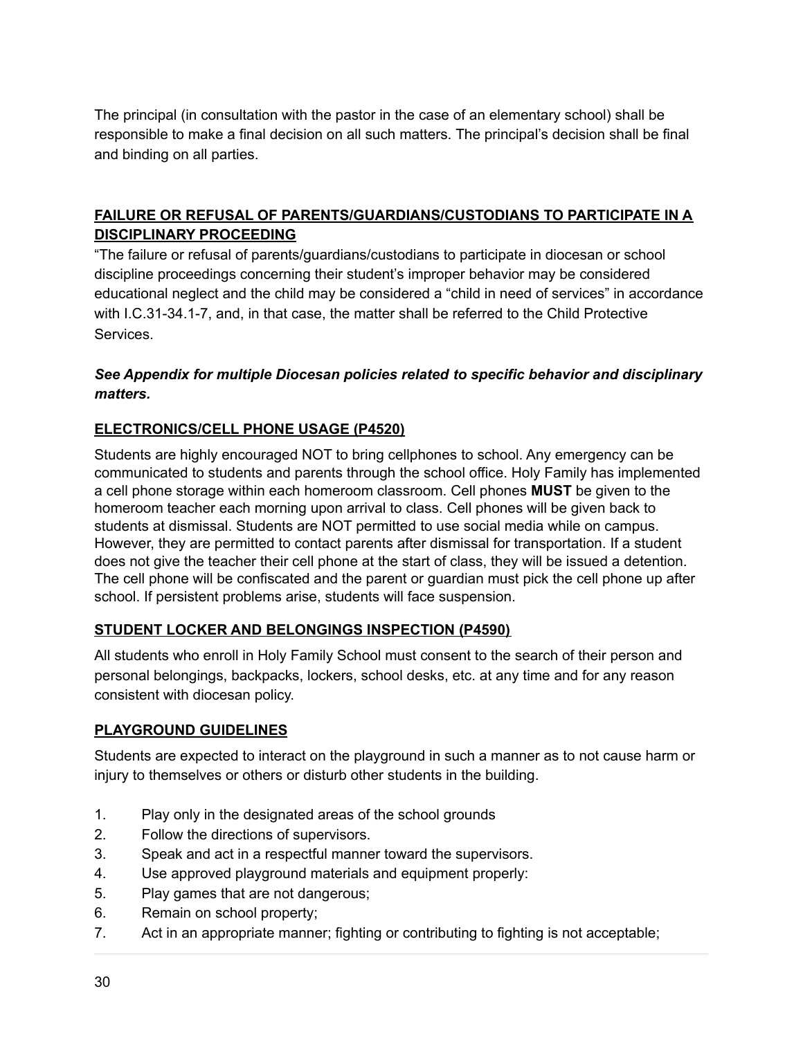The principal (in consultation with the pastor in the case of an elementary school) shall be responsible to make a final decision on all such matters. The principal's decision shall be final and binding on all parties.

## FAILURE OR REFUSAL OF PARENTS/GUARDIANS/CUSTODIANS TO PARTICIPATE IN A DISCIPLINARY PROCEEDING

"The failure or refusal of parents/guardians/custodians to participate in diocesan or school discipline proceedings concerning their student's improper behavior may be considered educational neglect and the child may be considered a "child in need of services" in accordance with I.C.31-34.1-7, and, in that case, the matter shall be referred to the Child Protective Services.

***See Appendix for multiple Diocesan policies related to specific behavior and disciplinary matters.***

## ELECTRONICS/CELL PHONE USAGE (P4520)

Students are highly encouraged NOT to bring cellphones to school. Any emergency can be communicated to students and parents through the school office. Holy Family has implemented a cell phone storage within each homeroom classroom. Cell phones **MUST** be given to the homeroom teacher each morning upon arrival to class. Cell phones will be given back to students at dismissal. Students are NOT permitted to use social media while on campus. However, they are permitted to contact parents after dismissal for transportation. If a student does not give the teacher their cell phone at the start of class, they will be issued a detention. The cell phone will be confiscated and the parent or guardian must pick the cell phone up after school. If persistent problems arise, students will face suspension.

## STUDENT LOCKER AND BELONGINGS INSPECTION (P4590)

All students who enroll in Holy Family School must consent to the search of their person and personal belongings, backpacks, lockers, school desks, etc. at any time and for any reason consistent with diocesan policy.

## PLAYGROUND GUIDELINES

Students are expected to interact on the playground in such a manner as to not cause harm or injury to themselves or others or disturb other students in the building.

1. Play only in the designated areas of the school grounds
2. Follow the directions of supervisors.
3. Speak and act in a respectful manner toward the supervisors.
4. Use approved playground materials and equipment properly:
5. Play games that are not dangerous;
6. Remain on school property;
7. Act in an appropriate manner; fighting or contributing to fighting is not acceptable;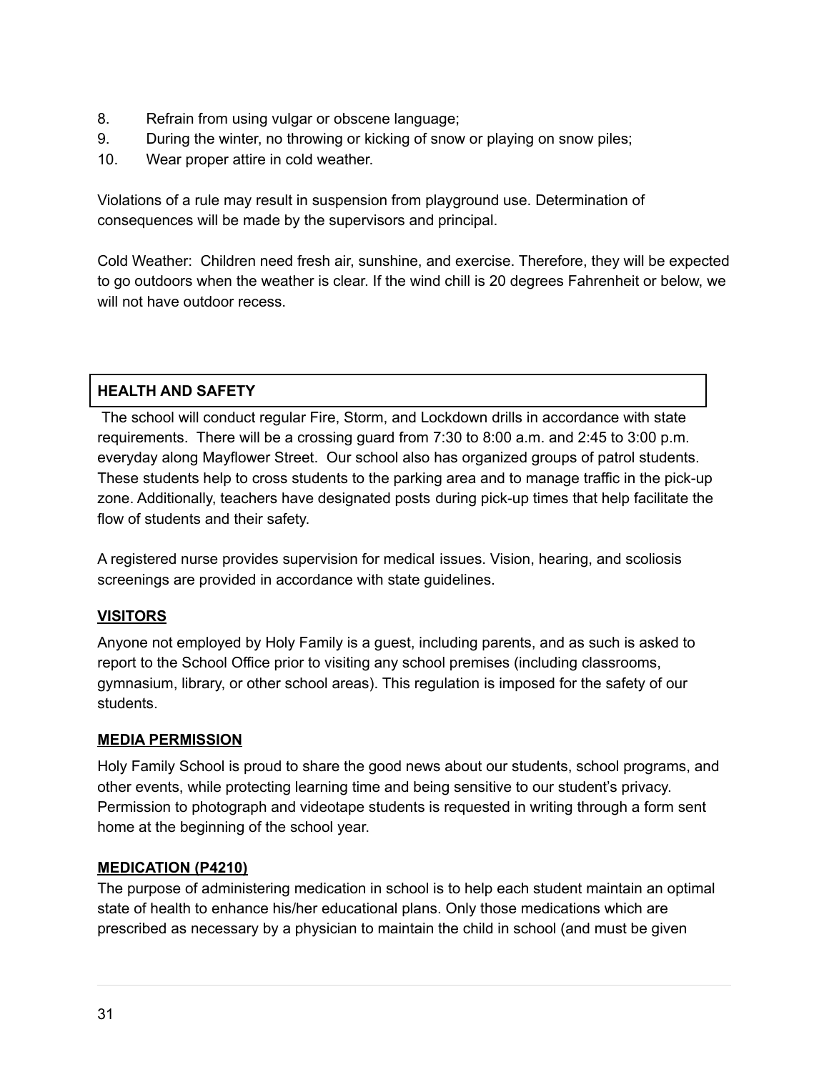8. Refrain from using vulgar or obscene language;
9. During the winter, no throwing or kicking of snow or playing on snow piles;
10. Wear proper attire in cold weather.

Violations of a rule may result in suspension from playground use. Determination of consequences will be made by the supervisors and principal.

Cold Weather: Children need fresh air, sunshine, and exercise. Therefore, they will be expected to go outdoors when the weather is clear. If the wind chill is 20 degrees Fahrenheit or below, we will not have outdoor recess.

## HEALTH AND SAFETY

The school will conduct regular Fire, Storm, and Lockdown drills in accordance with state requirements. There will be a crossing guard from 7:30 to 8:00 a.m. and 2:45 to 3:00 p.m. everyday along Mayflower Street. Our school also has organized groups of patrol students. These students help to cross students to the parking area and to manage traffic in the pick-up zone. Additionally, teachers have designated posts during pick-up times that help facilitate the flow of students and their safety.

A registered nurse provides supervision for medical issues. Vision, hearing, and scoliosis screenings are provided in accordance with state guidelines.

### VISITORS

Anyone not employed by Holy Family is a guest, including parents, and as such is asked to report to the School Office prior to visiting any school premises (including classrooms, gymnasium, library, or other school areas). This regulation is imposed for the safety of our students.

### MEDIA PERMISSION

Holy Family School is proud to share the good news about our students, school programs, and other events, while protecting learning time and being sensitive to our student's privacy. Permission to photograph and videotape students is requested in writing through a form sent home at the beginning of the school year.

### MEDICATION (P4210)

The purpose of administering medication in school is to help each student maintain an optimal state of health to enhance his/her educational plans. Only those medications which are prescribed as necessary by a physician to maintain the child in school (and must be given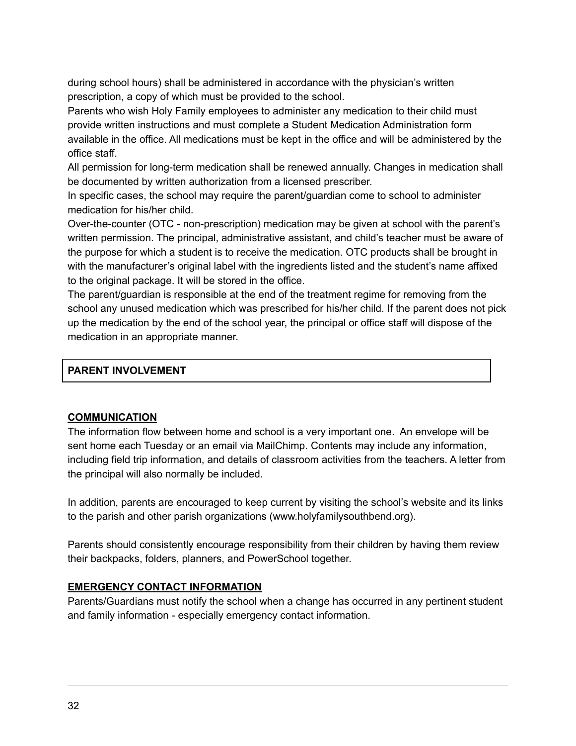during school hours) shall be administered in accordance with the physician's written prescription, a copy of which must be provided to the school.

Parents who wish Holy Family employees to administer any medication to their child must provide written instructions and must complete a Student Medication Administration form available in the office. All medications must be kept in the office and will be administered by the office staff.

All permission for long-term medication shall be renewed annually. Changes in medication shall be documented by written authorization from a licensed prescriber.

In specific cases, the school may require the parent/guardian come to school to administer medication for his/her child.

Over-the-counter (OTC - non-prescription) medication may be given at school with the parent's written permission. The principal, administrative assistant, and child's teacher must be aware of the purpose for which a student is to receive the medication. OTC products shall be brought in with the manufacturer's original label with the ingredients listed and the student's name affixed to the original package. It will be stored in the office.

The parent/guardian is responsible at the end of the treatment regime for removing from the school any unused medication which was prescribed for his/her child. If the parent does not pick up the medication by the end of the school year, the principal or office staff will dispose of the medication in an appropriate manner.

## PARENT INVOLVEMENT

### COMMUNICATION

The information flow between home and school is a very important one. An envelope will be sent home each Tuesday or an email via MailChimp. Contents may include any information, including field trip information, and details of classroom activities from the teachers. A letter from the principal will also normally be included.

In addition, parents are encouraged to keep current by visiting the school's website and its links to the parish and other parish organizations (www.holyfamilysouthbend.org).

Parents should consistently encourage responsibility from their children by having them review their backpacks, folders, planners, and PowerSchool together.

### EMERGENCY CONTACT INFORMATION

Parents/Guardians must notify the school when a change has occurred in any pertinent student and family information - especially emergency contact information.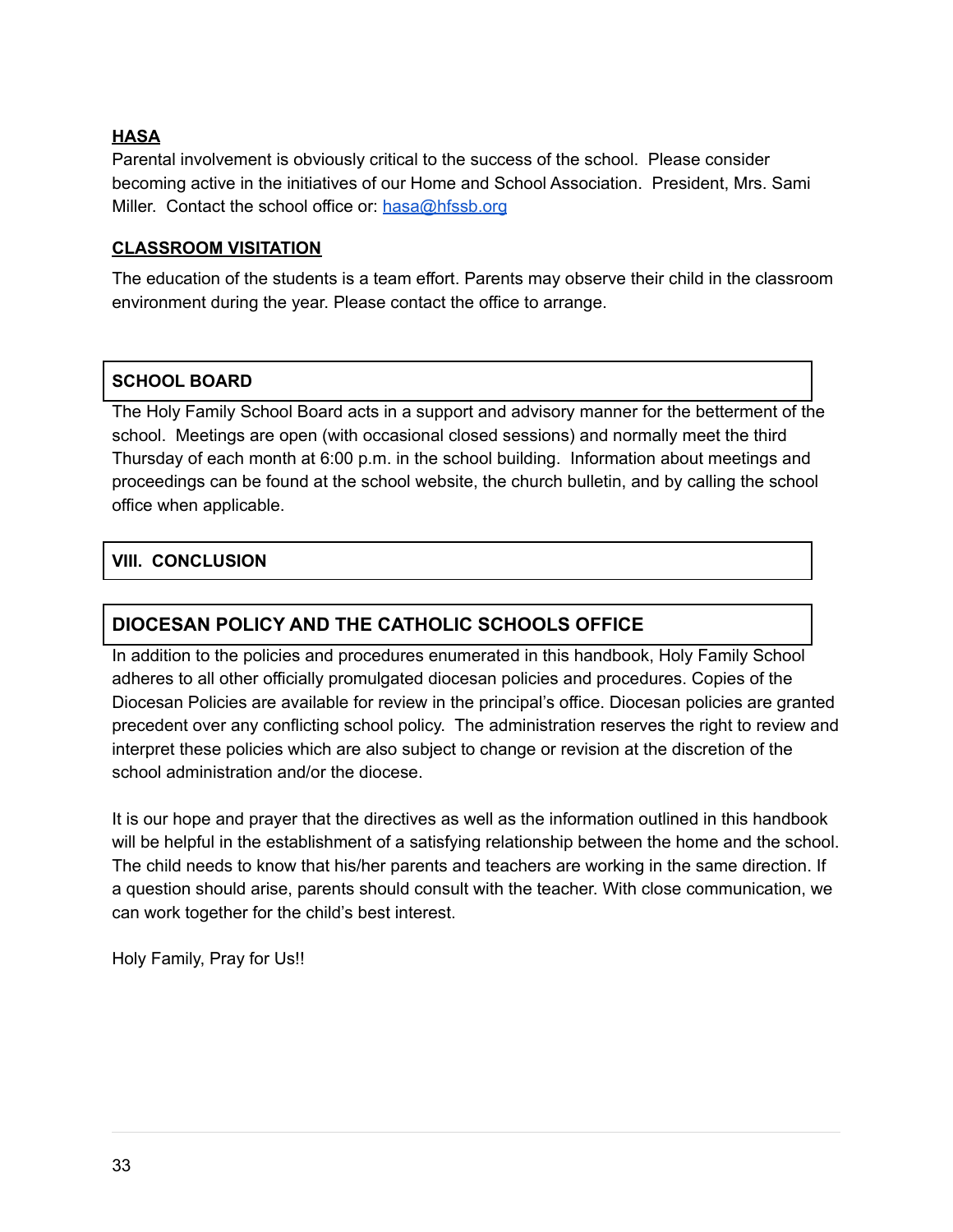**HASA**

Parental involvement is obviously critical to the success of the school. Please consider becoming active in the initiatives of our Home and School Association. President, Mrs. Sami Miller. Contact the school office or: hasa@hfssb.org

**CLASSROOM VISITATION**

The education of the students is a team effort. Parents may observe their child in the classroom environment during the year. Please contact the office to arrange.

## SCHOOL BOARD

The Holy Family School Board acts in a support and advisory manner for the betterment of the school. Meetings are open (with occasional closed sessions) and normally meet the third Thursday of each month at 6:00 p.m. in the school building. Information about meetings and proceedings can be found at the school website, the church bulletin, and by calling the school office when applicable.

## VIII. CONCLUSION

## DIOCESAN POLICY AND THE CATHOLIC SCHOOLS OFFICE

In addition to the policies and procedures enumerated in this handbook, Holy Family School adheres to all other officially promulgated diocesan policies and procedures. Copies of the Diocesan Policies are available for review in the principal's office. Diocesan policies are granted precedent over any conflicting school policy. The administration reserves the right to review and interpret these policies which are also subject to change or revision at the discretion of the school administration and/or the diocese.

It is our hope and prayer that the directives as well as the information outlined in this handbook will be helpful in the establishment of a satisfying relationship between the home and the school. The child needs to know that his/her parents and teachers are working in the same direction. If a question should arise, parents should consult with the teacher. With close communication, we can work together for the child's best interest.

Holy Family, Pray for Us!!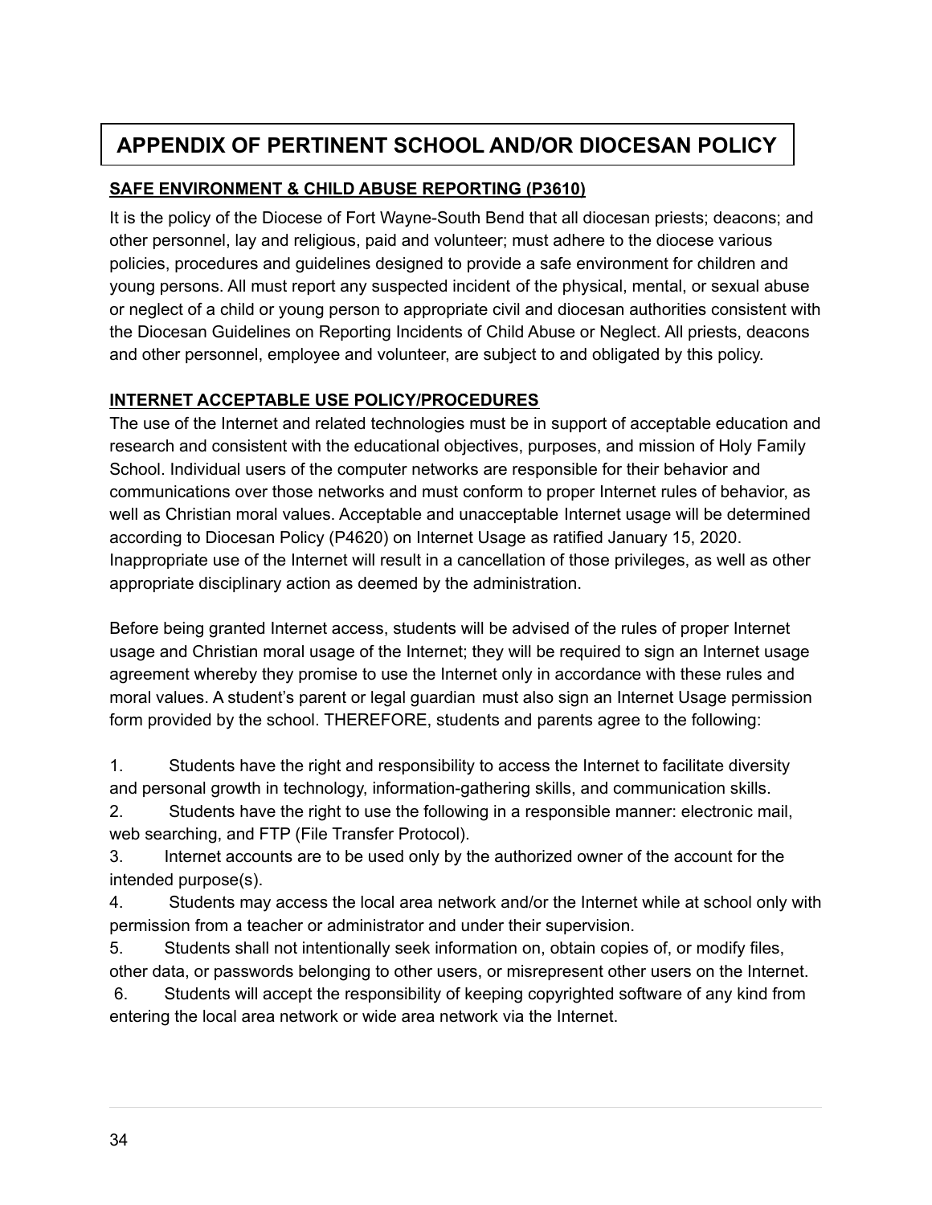# APPENDIX OF PERTINENT SCHOOL AND/OR DIOCESAN POLICY

## SAFE ENVIRONMENT & CHILD ABUSE REPORTING (P3610)

It is the policy of the Diocese of Fort Wayne-South Bend that all diocesan priests; deacons; and other personnel, lay and religious, paid and volunteer; must adhere to the diocese various policies, procedures and guidelines designed to provide a safe environment for children and young persons. All must report any suspected incident of the physical, mental, or sexual abuse or neglect of a child or young person to appropriate civil and diocesan authorities consistent with the Diocesan Guidelines on Reporting Incidents of Child Abuse or Neglect. All priests, deacons and other personnel, employee and volunteer, are subject to and obligated by this policy.

## INTERNET ACCEPTABLE USE POLICY/PROCEDURES

The use of the Internet and related technologies must be in support of acceptable education and research and consistent with the educational objectives, purposes, and mission of Holy Family School. Individual users of the computer networks are responsible for their behavior and communications over those networks and must conform to proper Internet rules of behavior, as well as Christian moral values. Acceptable and unacceptable Internet usage will be determined according to Diocesan Policy (P4620) on Internet Usage as ratified January 15, 2020. Inappropriate use of the Internet will result in a cancellation of those privileges, as well as other appropriate disciplinary action as deemed by the administration.

Before being granted Internet access, students will be advised of the rules of proper Internet usage and Christian moral usage of the Internet; they will be required to sign an Internet usage agreement whereby they promise to use the Internet only in accordance with these rules and moral values. A student's parent or legal guardian must also sign an Internet Usage permission form provided by the school. THEREFORE, students and parents agree to the following:

1. Students have the right and responsibility to access the Internet to facilitate diversity and personal growth in technology, information-gathering skills, and communication skills.
2. Students have the right to use the following in a responsible manner: electronic mail, web searching, and FTP (File Transfer Protocol).
3. Internet accounts are to be used only by the authorized owner of the account for the intended purpose(s).
4. Students may access the local area network and/or the Internet while at school only with permission from a teacher or administrator and under their supervision.
5. Students shall not intentionally seek information on, obtain copies of, or modify files, other data, or passwords belonging to other users, or misrepresent other users on the Internet.
6. Students will accept the responsibility of keeping copyrighted software of any kind from entering the local area network or wide area network via the Internet.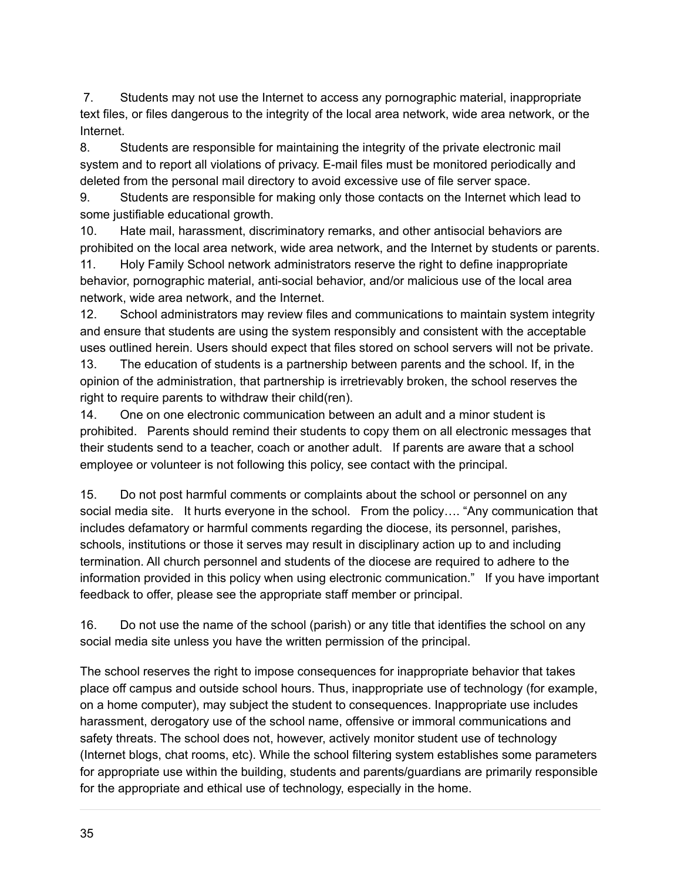7. Students may not use the Internet to access any pornographic material, inappropriate text files, or files dangerous to the integrity of the local area network, wide area network, or the Internet.

8. Students are responsible for maintaining the integrity of the private electronic mail system and to report all violations of privacy. E-mail files must be monitored periodically and deleted from the personal mail directory to avoid excessive use of file server space.

9. Students are responsible for making only those contacts on the Internet which lead to some justifiable educational growth.

10. Hate mail, harassment, discriminatory remarks, and other antisocial behaviors are prohibited on the local area network, wide area network, and the Internet by students or parents.

11. Holy Family School network administrators reserve the right to define inappropriate behavior, pornographic material, anti-social behavior, and/or malicious use of the local area network, wide area network, and the Internet.

12. School administrators may review files and communications to maintain system integrity and ensure that students are using the system responsibly and consistent with the acceptable uses outlined herein. Users should expect that files stored on school servers will not be private.

13. The education of students is a partnership between parents and the school. If, in the opinion of the administration, that partnership is irretrievably broken, the school reserves the right to require parents to withdraw their child(ren).

14. One on one electronic communication between an adult and a minor student is prohibited. Parents should remind their students to copy them on all electronic messages that their students send to a teacher, coach or another adult. If parents are aware that a school employee or volunteer is not following this policy, see contact with the principal.

15. Do not post harmful comments or complaints about the school or personnel on any social media site. It hurts everyone in the school. From the policy…. "Any communication that includes defamatory or harmful comments regarding the diocese, its personnel, parishes, schools, institutions or those it serves may result in disciplinary action up to and including termination. All church personnel and students of the diocese are required to adhere to the information provided in this policy when using electronic communication." If you have important feedback to offer, please see the appropriate staff member or principal.

16. Do not use the name of the school (parish) or any title that identifies the school on any social media site unless you have the written permission of the principal.

The school reserves the right to impose consequences for inappropriate behavior that takes place off campus and outside school hours. Thus, inappropriate use of technology (for example, on a home computer), may subject the student to consequences. Inappropriate use includes harassment, derogatory use of the school name, offensive or immoral communications and safety threats. The school does not, however, actively monitor student use of technology (Internet blogs, chat rooms, etc). While the school filtering system establishes some parameters for appropriate use within the building, students and parents/guardians are primarily responsible for the appropriate and ethical use of technology, especially in the home.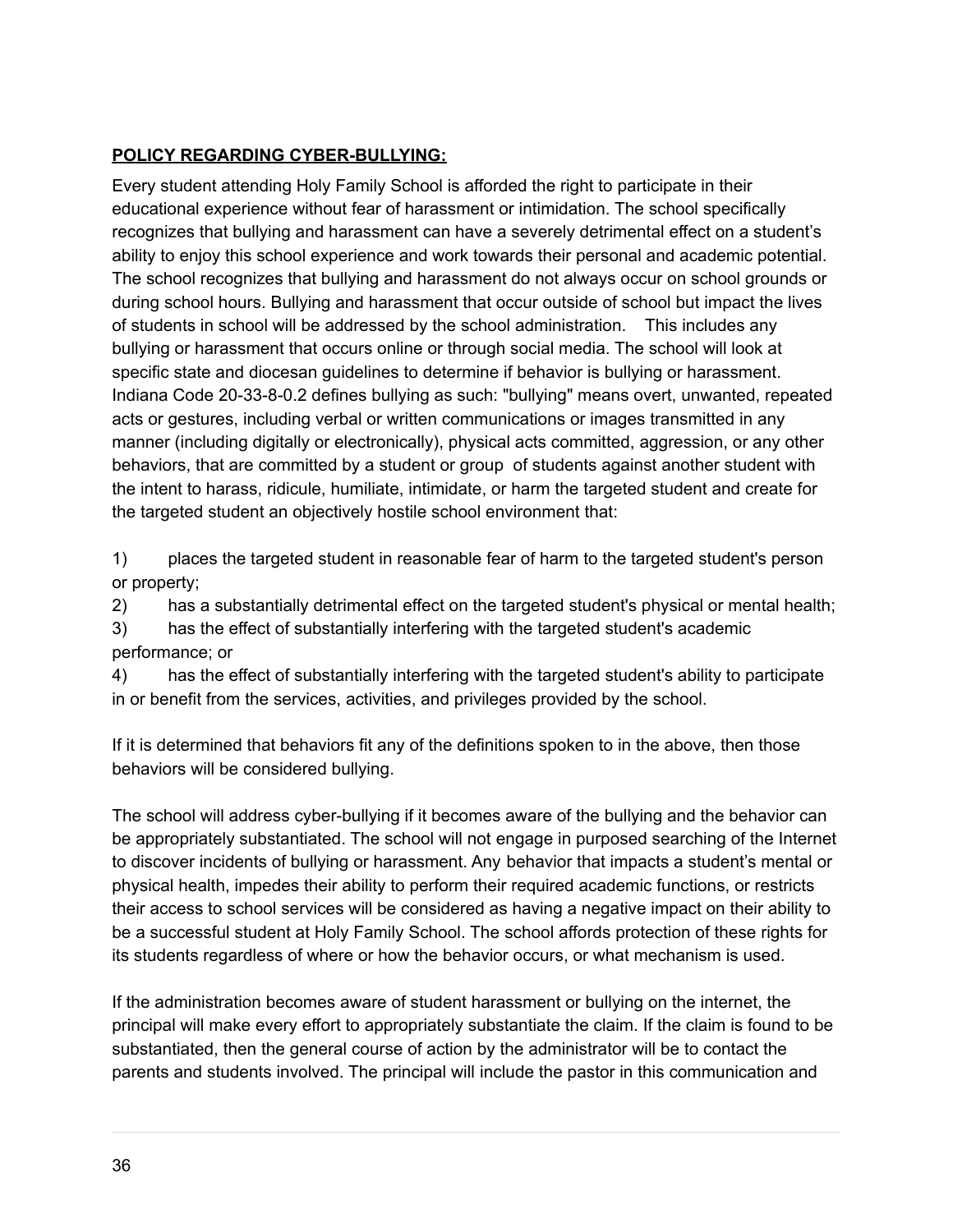**POLICY REGARDING CYBER-BULLYING:**

Every student attending Holy Family School is afforded the right to participate in their educational experience without fear of harassment or intimidation. The school specifically recognizes that bullying and harassment can have a severely detrimental effect on a student's ability to enjoy this school experience and work towards their personal and academic potential. The school recognizes that bullying and harassment do not always occur on school grounds or during school hours. Bullying and harassment that occur outside of school but impact the lives of students in school will be addressed by the school administration. This includes any bullying or harassment that occurs online or through social media. The school will look at specific state and diocesan guidelines to determine if behavior is bullying or harassment. Indiana Code 20-33-8-0.2 defines bullying as such: "bullying" means overt, unwanted, repeated acts or gestures, including verbal or written communications or images transmitted in any manner (including digitally or electronically), physical acts committed, aggression, or any other behaviors, that are committed by a student or group of students against another student with the intent to harass, ridicule, humiliate, intimidate, or harm the targeted student and create for the targeted student an objectively hostile school environment that:

1) places the targeted student in reasonable fear of harm to the targeted student's person or property;
2) has a substantially detrimental effect on the targeted student's physical or mental health;
3) has the effect of substantially interfering with the targeted student's academic performance; or
4) has the effect of substantially interfering with the targeted student's ability to participate in or benefit from the services, activities, and privileges provided by the school.

If it is determined that behaviors fit any of the definitions spoken to in the above, then those behaviors will be considered bullying.

The school will address cyber-bullying if it becomes aware of the bullying and the behavior can be appropriately substantiated. The school will not engage in purposed searching of the Internet to discover incidents of bullying or harassment. Any behavior that impacts a student's mental or physical health, impedes their ability to perform their required academic functions, or restricts their access to school services will be considered as having a negative impact on their ability to be a successful student at Holy Family School. The school affords protection of these rights for its students regardless of where or how the behavior occurs, or what mechanism is used.

If the administration becomes aware of student harassment or bullying on the internet, the principal will make every effort to appropriately substantiate the claim. If the claim is found to be substantiated, then the general course of action by the administrator will be to contact the parents and students involved. The principal will include the pastor in this communication and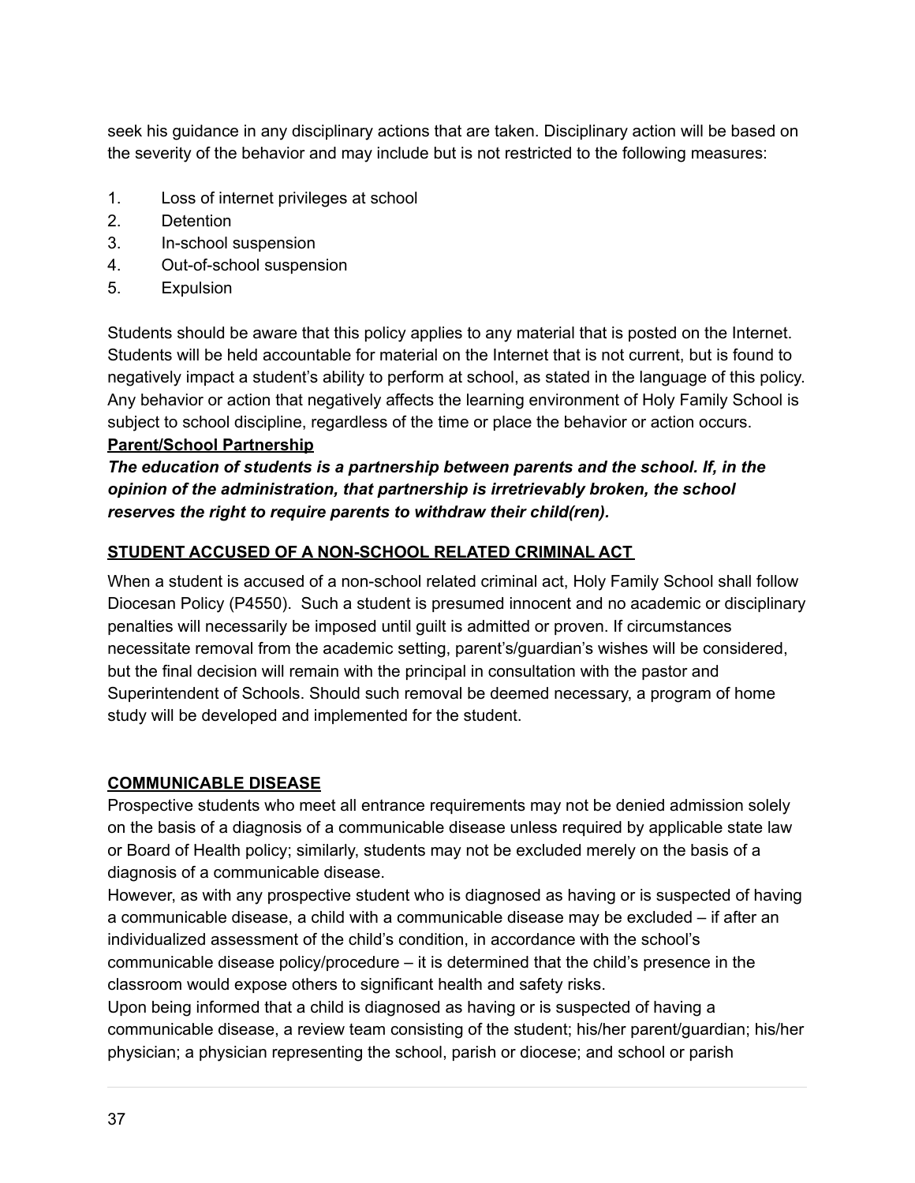seek his guidance in any disciplinary actions that are taken. Disciplinary action will be based on the severity of the behavior and may include but is not restricted to the following measures:

1. Loss of internet privileges at school
2. Detention
3. In-school suspension
4. Out-of-school suspension
5. Expulsion

Students should be aware that this policy applies to any material that is posted on the Internet. Students will be held accountable for material on the Internet that is not current, but is found to negatively impact a student's ability to perform at school, as stated in the language of this policy. Any behavior or action that negatively affects the learning environment of Holy Family School is subject to school discipline, regardless of the time or place the behavior or action occurs.

**Parent/School Partnership**

***The education of students is a partnership between parents and the school. If, in the opinion of the administration, that partnership is irretrievably broken, the school reserves the right to require parents to withdraw their child(ren).***

## STUDENT ACCUSED OF A NON-SCHOOL RELATED CRIMINAL ACT

When a student is accused of a non-school related criminal act, Holy Family School shall follow Diocesan Policy (P4550). Such a student is presumed innocent and no academic or disciplinary penalties will necessarily be imposed until guilt is admitted or proven. If circumstances necessitate removal from the academic setting, parent's/guardian's wishes will be considered, but the final decision will remain with the principal in consultation with the pastor and Superintendent of Schools. Should such removal be deemed necessary, a program of home study will be developed and implemented for the student.

## COMMUNICABLE DISEASE

Prospective students who meet all entrance requirements may not be denied admission solely on the basis of a diagnosis of a communicable disease unless required by applicable state law or Board of Health policy; similarly, students may not be excluded merely on the basis of a diagnosis of a communicable disease.

However, as with any prospective student who is diagnosed as having or is suspected of having a communicable disease, a child with a communicable disease may be excluded – if after an individualized assessment of the child's condition, in accordance with the school's communicable disease policy/procedure – it is determined that the child's presence in the classroom would expose others to significant health and safety risks.

Upon being informed that a child is diagnosed as having or is suspected of having a communicable disease, a review team consisting of the student; his/her parent/guardian; his/her physician; a physician representing the school, parish or diocese; and school or parish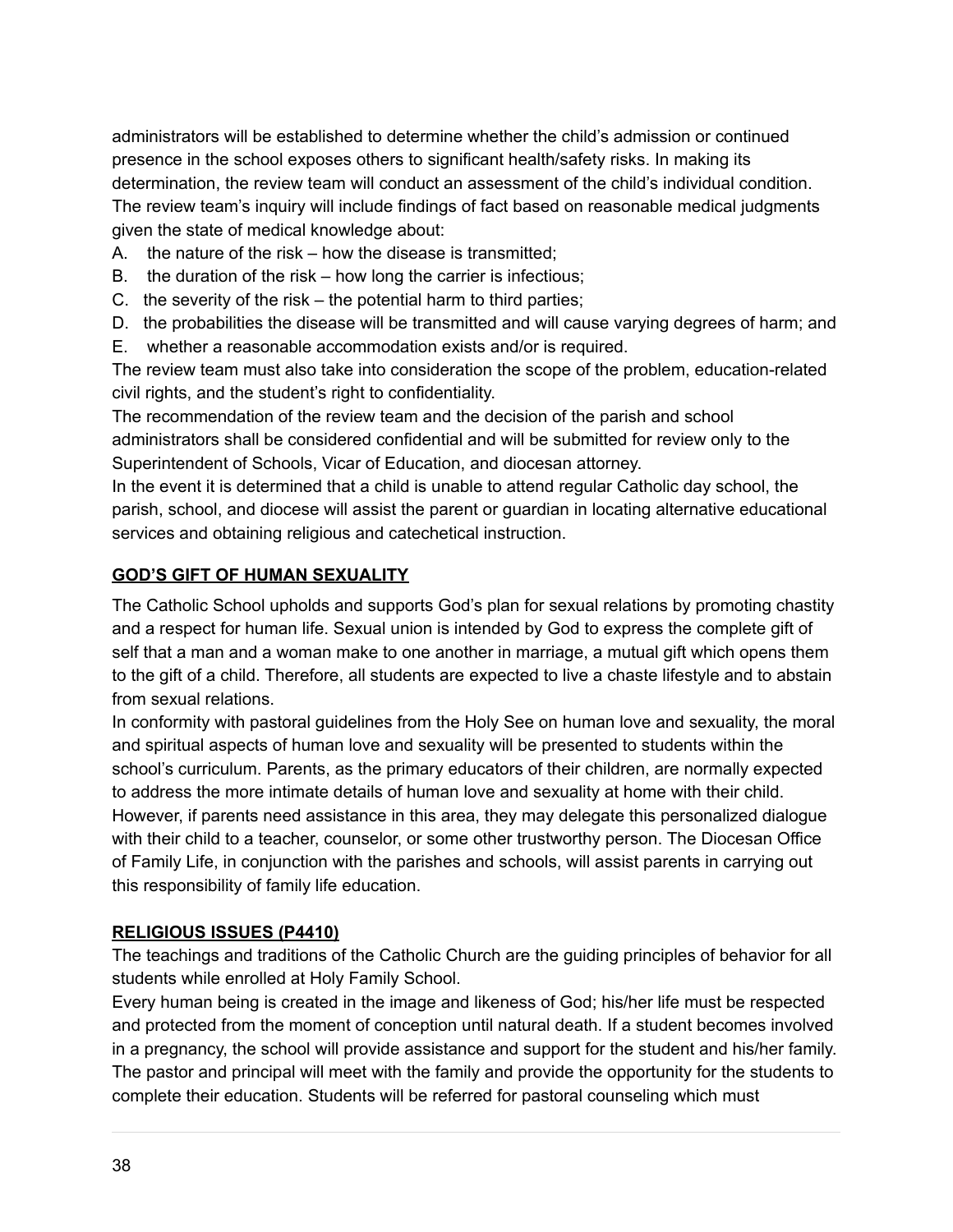administrators will be established to determine whether the child's admission or continued presence in the school exposes others to significant health/safety risks. In making its determination, the review team will conduct an assessment of the child's individual condition. The review team's inquiry will include findings of fact based on reasonable medical judgments given the state of medical knowledge about:

A. the nature of the risk – how the disease is transmitted;
B. the duration of the risk – how long the carrier is infectious;
C. the severity of the risk – the potential harm to third parties;
D. the probabilities the disease will be transmitted and will cause varying degrees of harm; and
E. whether a reasonable accommodation exists and/or is required.

The review team must also take into consideration the scope of the problem, education-related civil rights, and the student's right to confidentiality.

The recommendation of the review team and the decision of the parish and school administrators shall be considered confidential and will be submitted for review only to the Superintendent of Schools, Vicar of Education, and diocesan attorney.

In the event it is determined that a child is unable to attend regular Catholic day school, the parish, school, and diocese will assist the parent or guardian in locating alternative educational services and obtaining religious and catechetical instruction.

## GOD'S GIFT OF HUMAN SEXUALITY

The Catholic School upholds and supports God's plan for sexual relations by promoting chastity and a respect for human life. Sexual union is intended by God to express the complete gift of self that a man and a woman make to one another in marriage, a mutual gift which opens them to the gift of a child. Therefore, all students are expected to live a chaste lifestyle and to abstain from sexual relations.

In conformity with pastoral guidelines from the Holy See on human love and sexuality, the moral and spiritual aspects of human love and sexuality will be presented to students within the school's curriculum. Parents, as the primary educators of their children, are normally expected to address the more intimate details of human love and sexuality at home with their child. However, if parents need assistance in this area, they may delegate this personalized dialogue with their child to a teacher, counselor, or some other trustworthy person. The Diocesan Office of Family Life, in conjunction with the parishes and schools, will assist parents in carrying out this responsibility of family life education.

## RELIGIOUS ISSUES (P4410)

The teachings and traditions of the Catholic Church are the guiding principles of behavior for all students while enrolled at Holy Family School.

Every human being is created in the image and likeness of God; his/her life must be respected and protected from the moment of conception until natural death. If a student becomes involved in a pregnancy, the school will provide assistance and support for the student and his/her family. The pastor and principal will meet with the family and provide the opportunity for the students to complete their education. Students will be referred for pastoral counseling which must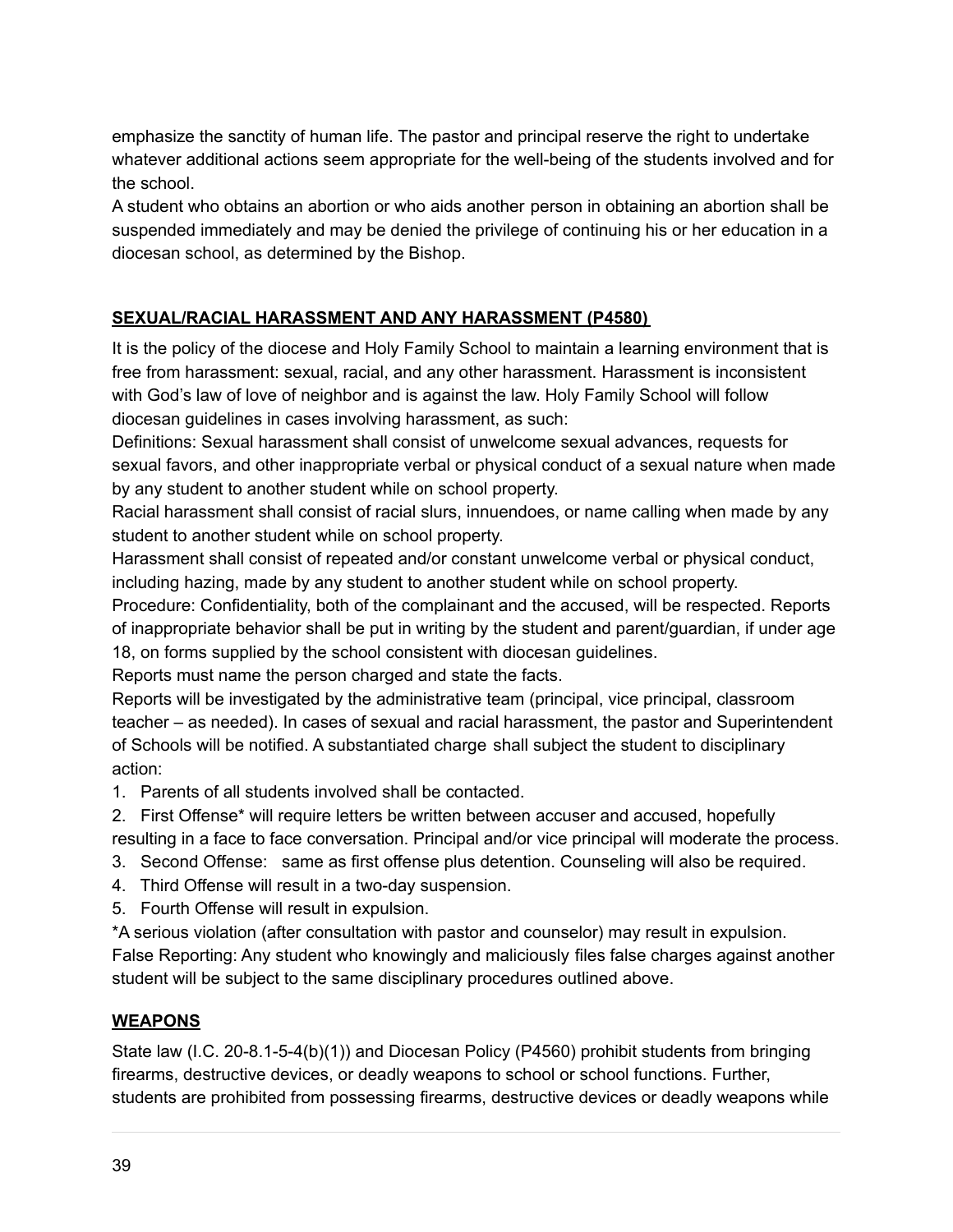emphasize the sanctity of human life. The pastor and principal reserve the right to undertake whatever additional actions seem appropriate for the well-being of the students involved and for the school.

A student who obtains an abortion or who aids another person in obtaining an abortion shall be suspended immediately and may be denied the privilege of continuing his or her education in a diocesan school, as determined by the Bishop.

## SEXUAL/RACIAL HARASSMENT AND ANY HARASSMENT (P4580)

It is the policy of the diocese and Holy Family School to maintain a learning environment that is free from harassment: sexual, racial, and any other harassment. Harassment is inconsistent with God's law of love of neighbor and is against the law. Holy Family School will follow diocesan guidelines in cases involving harassment, as such:

Definitions: Sexual harassment shall consist of unwelcome sexual advances, requests for sexual favors, and other inappropriate verbal or physical conduct of a sexual nature when made by any student to another student while on school property.

Racial harassment shall consist of racial slurs, innuendoes, or name calling when made by any student to another student while on school property.

Harassment shall consist of repeated and/or constant unwelcome verbal or physical conduct, including hazing, made by any student to another student while on school property.

Procedure: Confidentiality, both of the complainant and the accused, will be respected. Reports of inappropriate behavior shall be put in writing by the student and parent/guardian, if under age 18, on forms supplied by the school consistent with diocesan guidelines.

Reports must name the person charged and state the facts.

Reports will be investigated by the administrative team (principal, vice principal, classroom teacher – as needed). In cases of sexual and racial harassment, the pastor and Superintendent of Schools will be notified. A substantiated charge shall subject the student to disciplinary action:

1. Parents of all students involved shall be contacted.
2. First Offense* will require letters be written between accuser and accused, hopefully resulting in a face to face conversation. Principal and/or vice principal will moderate the process.
3. Second Offense: same as first offense plus detention. Counseling will also be required.
4. Third Offense will result in a two-day suspension.
5. Fourth Offense will result in expulsion.

*A serious violation (after consultation with pastor and counselor) may result in expulsion.

False Reporting: Any student who knowingly and maliciously files false charges against another student will be subject to the same disciplinary procedures outlined above.

## WEAPONS

State law (I.C. 20-8.1-5-4(b)(1)) and Diocesan Policy (P4560) prohibit students from bringing firearms, destructive devices, or deadly weapons to school or school functions. Further, students are prohibited from possessing firearms, destructive devices or deadly weapons while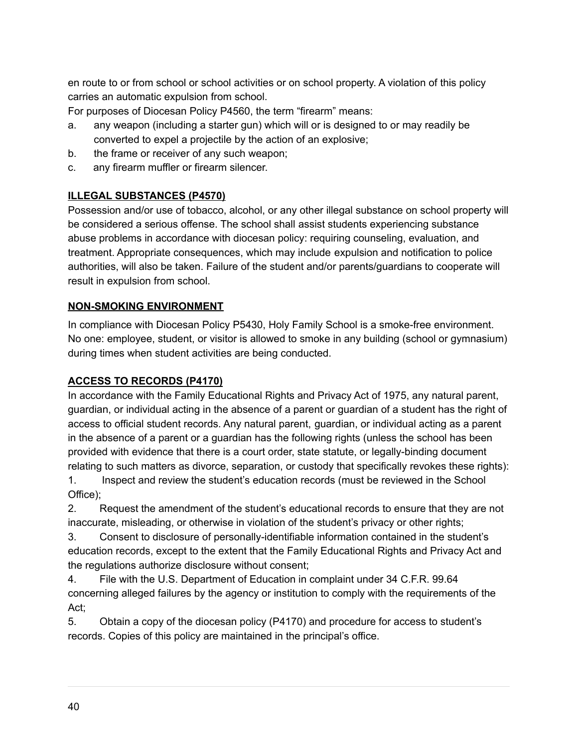en route to or from school or school activities or on school property. A violation of this policy carries an automatic expulsion from school.

For purposes of Diocesan Policy P4560, the term “firearm” means:

a. any weapon (including a starter gun) which will or is designed to or may readily be converted to expel a projectile by the action of an explosive;
b. the frame or receiver of any such weapon;
c. any firearm muffler or firearm silencer.

**ILLEGAL SUBSTANCES (P4570)**

Possession and/or use of tobacco, alcohol, or any other illegal substance on school property will be considered a serious offense. The school shall assist students experiencing substance abuse problems in accordance with diocesan policy: requiring counseling, evaluation, and treatment. Appropriate consequences, which may include expulsion and notification to police authorities, will also be taken. Failure of the student and/or parents/guardians to cooperate will result in expulsion from school.

**NON-SMOKING ENVIRONMENT**

In compliance with Diocesan Policy P5430, Holy Family School is a smoke-free environment. No one: employee, student, or visitor is allowed to smoke in any building (school or gymnasium) during times when student activities are being conducted.

**ACCESS TO RECORDS (P4170)**

In accordance with the Family Educational Rights and Privacy Act of 1975, any natural parent, guardian, or individual acting in the absence of a parent or guardian of a student has the right of access to official student records. Any natural parent, guardian, or individual acting as a parent in the absence of a parent or a guardian has the following rights (unless the school has been provided with evidence that there is a court order, state statute, or legally-binding document relating to such matters as divorce, separation, or custody that specifically revokes these rights):

1. Inspect and review the student’s education records (must be reviewed in the School Office);
2. Request the amendment of the student’s educational records to ensure that they are not inaccurate, misleading, or otherwise in violation of the student’s privacy or other rights;
3. Consent to disclosure of personally-identifiable information contained in the student’s education records, except to the extent that the Family Educational Rights and Privacy Act and the regulations authorize disclosure without consent;
4. File with the U.S. Department of Education in complaint under 34 C.F.R. 99.64 concerning alleged failures by the agency or institution to comply with the requirements of the Act;
5. Obtain a copy of the diocesan policy (P4170) and procedure for access to student’s records. Copies of this policy are maintained in the principal’s office.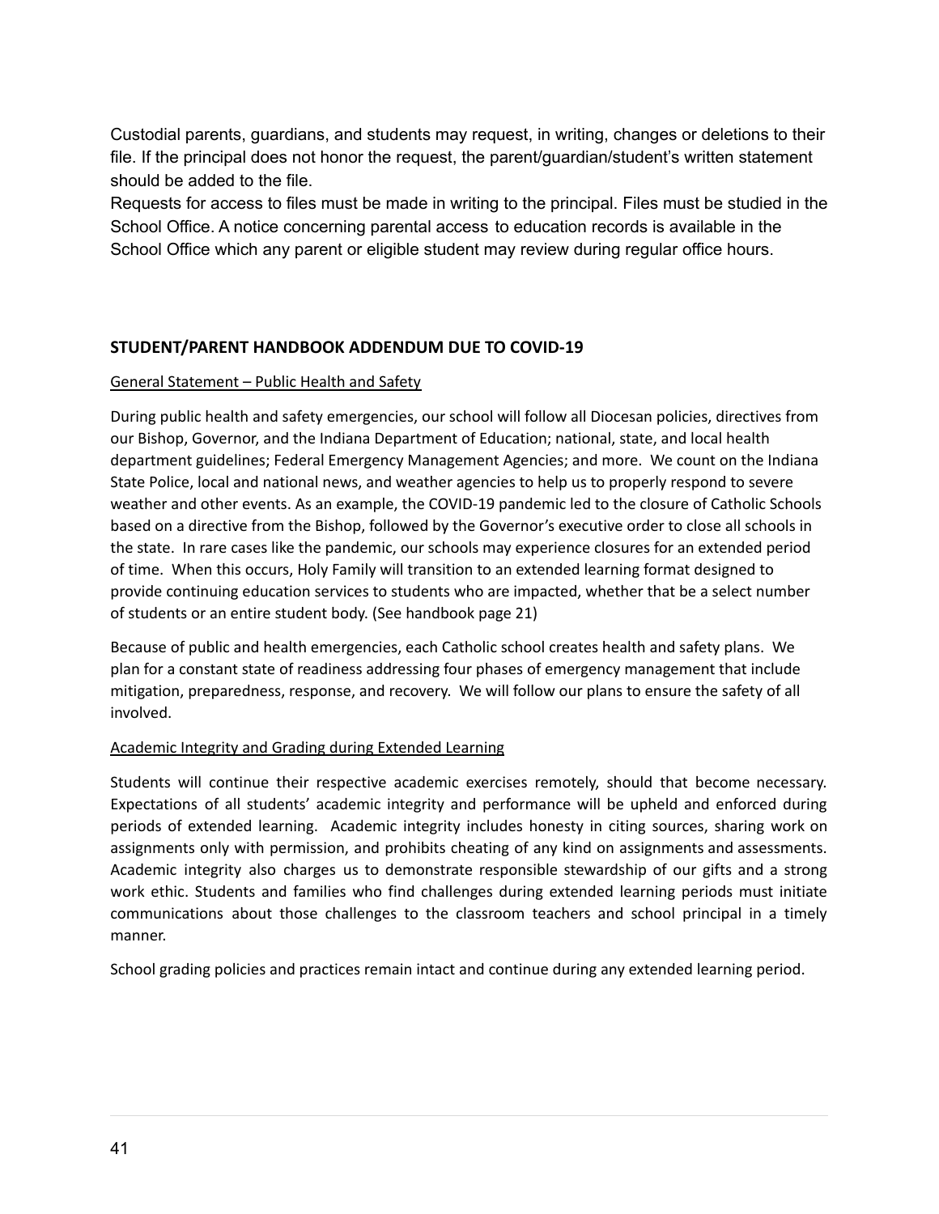Custodial parents, guardians, and students may request, in writing, changes or deletions to their file. If the principal does not honor the request, the parent/guardian/student's written statement should be added to the file.

Requests for access to files must be made in writing to the principal. Files must be studied in the School Office. A notice concerning parental access to education records is available in the School Office which any parent or eligible student may review during regular office hours.

## STUDENT/PARENT HANDBOOK ADDENDUM DUE TO COVID-19

General Statement – Public Health and Safety

During public health and safety emergencies, our school will follow all Diocesan policies, directives from our Bishop, Governor, and the Indiana Department of Education; national, state, and local health department guidelines; Federal Emergency Management Agencies; and more. We count on the Indiana State Police, local and national news, and weather agencies to help us to properly respond to severe weather and other events. As an example, the COVID-19 pandemic led to the closure of Catholic Schools based on a directive from the Bishop, followed by the Governor's executive order to close all schools in the state. In rare cases like the pandemic, our schools may experience closures for an extended period of time. When this occurs, Holy Family will transition to an extended learning format designed to provide continuing education services to students who are impacted, whether that be a select number of students or an entire student body. (See handbook page 21)

Because of public and health emergencies, each Catholic school creates health and safety plans. We plan for a constant state of readiness addressing four phases of emergency management that include mitigation, preparedness, response, and recovery. We will follow our plans to ensure the safety of all involved.

Academic Integrity and Grading during Extended Learning

Students will continue their respective academic exercises remotely, should that become necessary. Expectations of all students' academic integrity and performance will be upheld and enforced during periods of extended learning. Academic integrity includes honesty in citing sources, sharing work on assignments only with permission, and prohibits cheating of any kind on assignments and assessments. Academic integrity also charges us to demonstrate responsible stewardship of our gifts and a strong work ethic. Students and families who find challenges during extended learning periods must initiate communications about those challenges to the classroom teachers and school principal in a timely manner.

School grading policies and practices remain intact and continue during any extended learning period.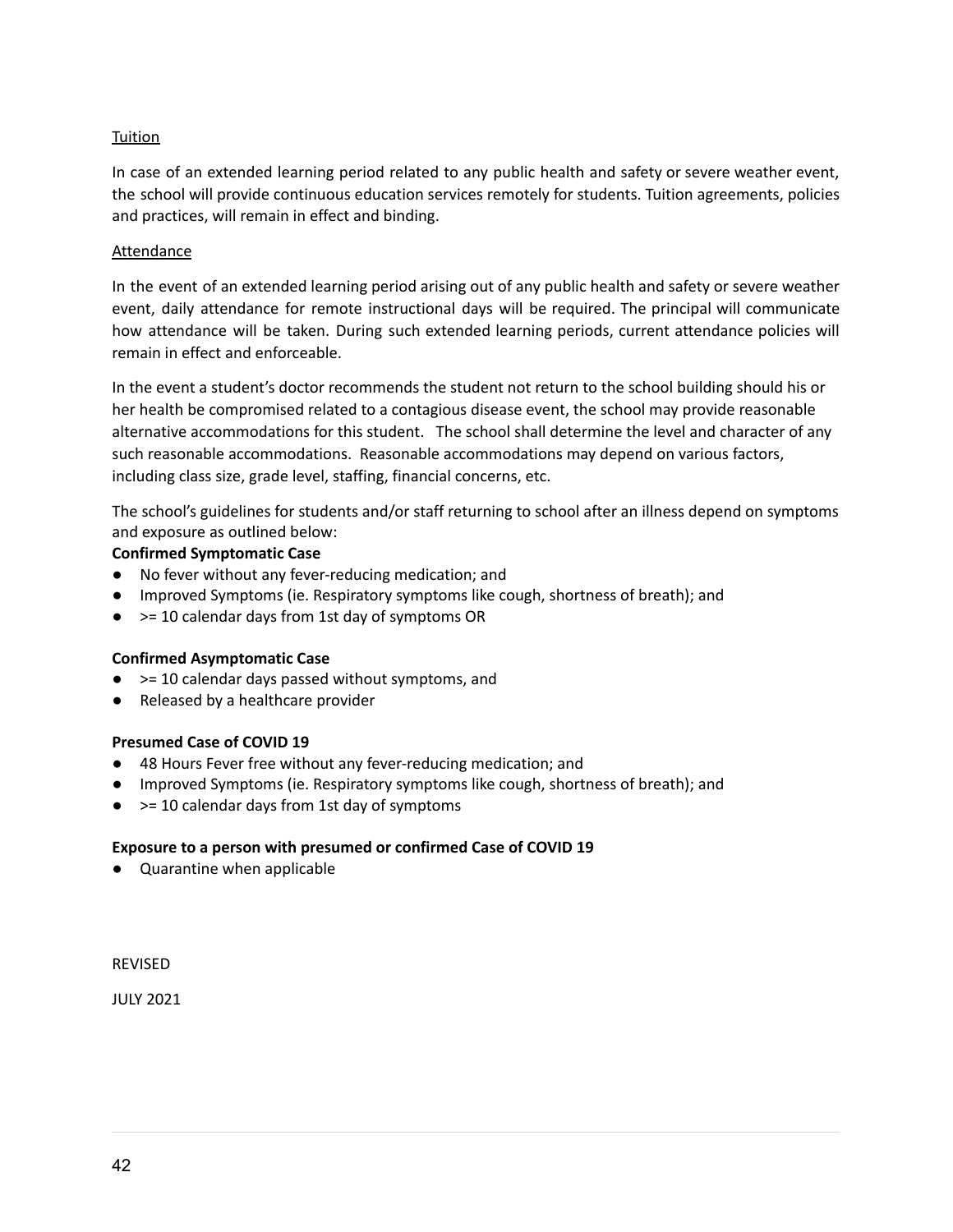Tuition

In case of an extended learning period related to any public health and safety or severe weather event, the school will provide continuous education services remotely for students. Tuition agreements, policies and practices, will remain in effect and binding.

Attendance

In the event of an extended learning period arising out of any public health and safety or severe weather event, daily attendance for remote instructional days will be required. The principal will communicate how attendance will be taken. During such extended learning periods, current attendance policies will remain in effect and enforceable.

In the event a student's doctor recommends the student not return to the school building should his or her health be compromised related to a contagious disease event, the school may provide reasonable alternative accommodations for this student. The school shall determine the level and character of any such reasonable accommodations. Reasonable accommodations may depend on various factors, including class size, grade level, staffing, financial concerns, etc.

The school's guidelines for students and/or staff returning to school after an illness depend on symptoms and exposure as outlined below:

**Confirmed Symptomatic Case**

- No fever without any fever-reducing medication; and
- Improved Symptoms (ie. Respiratory symptoms like cough, shortness of breath); and
- >= 10 calendar days from 1st day of symptoms OR

**Confirmed Asymptomatic Case**

- >= 10 calendar days passed without symptoms, and
- Released by a healthcare provider

**Presumed Case of COVID 19**

- 48 Hours Fever free without any fever-reducing medication; and
- Improved Symptoms (ie. Respiratory symptoms like cough, shortness of breath); and
- >= 10 calendar days from 1st day of symptoms

**Exposure to a person with presumed or confirmed Case of COVID 19**

- Quarantine when applicable

REVISED

JULY 2021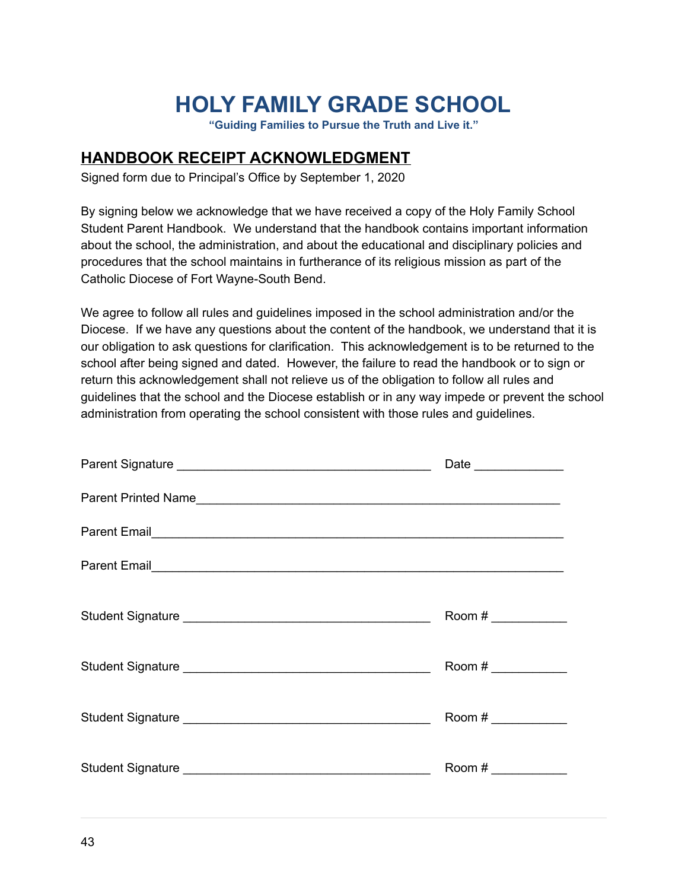# HOLY FAMILY GRADE SCHOOL

**"Guiding Families to Pursue the Truth and Live it."**

## HANDBOOK RECEIPT ACKNOWLEDGMENT

Signed form due to Principal's Office by September 1, 2020

By signing below we acknowledge that we have received a copy of the Holy Family School Student Parent Handbook. We understand that the handbook contains important information about the school, the administration, and about the educational and disciplinary policies and procedures that the school maintains in furtherance of its religious mission as part of the Catholic Diocese of Fort Wayne-South Bend.

We agree to follow all rules and guidelines imposed in the school administration and/or the Diocese. If we have any questions about the content of the handbook, we understand that it is our obligation to ask questions for clarification. This acknowledgement is to be returned to the school after being signed and dated. However, the failure to read the handbook or to sign or return this acknowledgement shall not relieve us of the obligation to follow all rules and guidelines that the school and the Diocese establish or in any way impede or prevent the school administration from operating the school consistent with those rules and guidelines.

Parent Signature ____________________________________ Date ____________

Parent Printed Name_____________________________________________________

Parent Email__________________________________________________________

Parent Email__________________________________________________________

Student Signature ___________________________________ Room # __________

Student Signature ___________________________________ Room # __________

Student Signature ___________________________________ Room # __________

Student Signature ___________________________________ Room # __________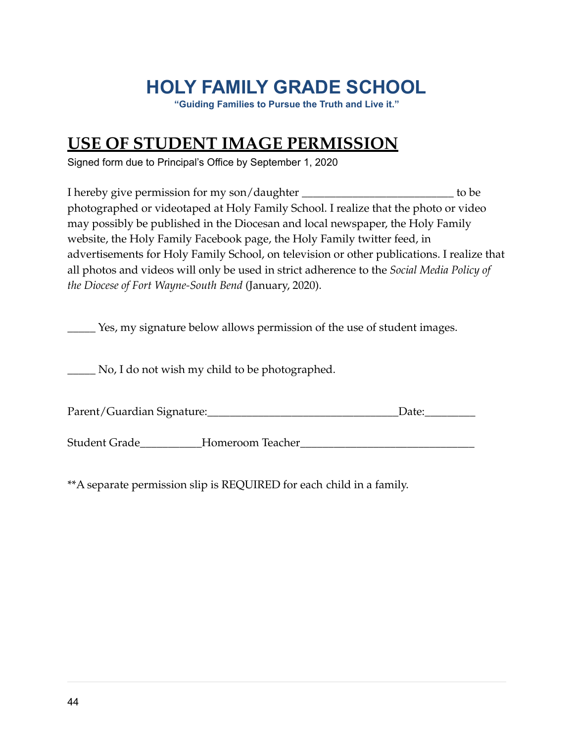# HOLY FAMILY GRADE SCHOOL

**"Guiding Families to Pursue the Truth and Live it."**

## USE OF STUDENT IMAGE PERMISSION

Signed form due to Principal's Office by September 1, 2020

I hereby give permission for my son/daughter __________________________ to be photographed or videotaped at Holy Family School. I realize that the photo or video may possibly be published in the Diocesan and local newspaper, the Holy Family website, the Holy Family Facebook page, the Holy Family twitter feed, in advertisements for Holy Family School, on television or other publications. I realize that all photos and videos will only be used in strict adherence to the *Social Media Policy of the Diocese of Fort Wayne-South Bend* (January, 2020).

_____ Yes, my signature below allows permission of the use of student images.

_____ No, I do not wish my child to be photographed.

Parent/Guardian Signature:_________________________________Date:_________

Student Grade___________Homeroom Teacher______________________________

**A separate permission slip is REQUIRED for each child in a family.